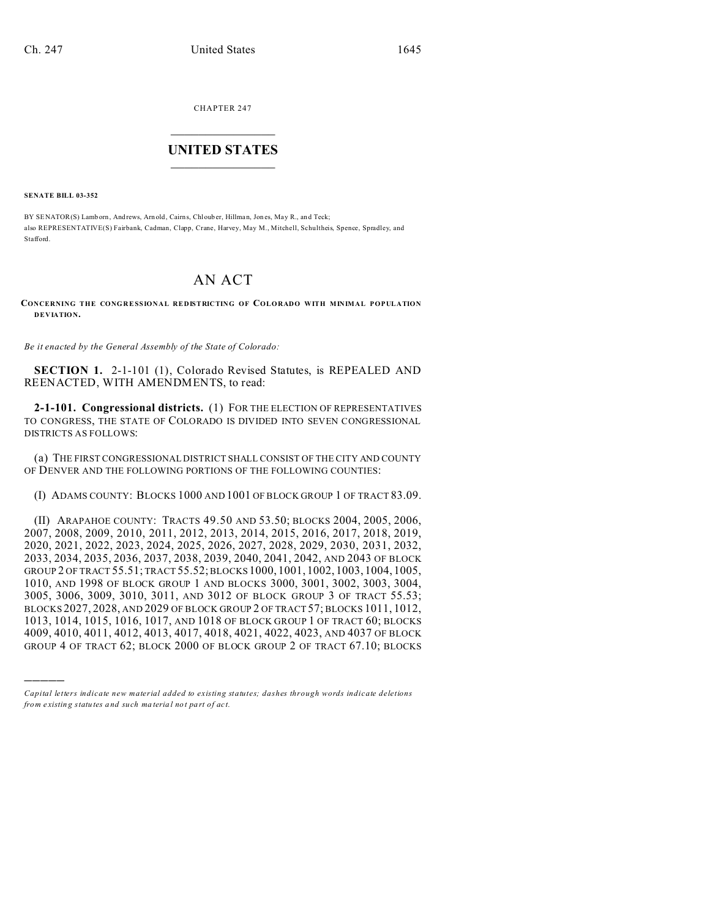CHAPTER 247

# UNITED STATES

**SENATE BILL 03-352**

BY SENATOR(S) Lamborn, Andrews, Arnold, Cairns, Chlouber, Hillman, Jones, May R., and Teck;
also REPRESENTATIVE(S) Fairbank, Cadman, Clapp, Crane, Harvey, May M., Mitchell, Schultheis, Spence, Spradley, and Stafford.

# AN ACT

**CONCERNING THE CONGRESSIONAL REDISTRICTING OF COLORADO WITH MINIMAL POPULATION DEVIATION.**

*Be it enacted by the General Assembly of the State of Colorado:*

**SECTION 1.** 2-1-101 (1), Colorado Revised Statutes, is REPEALED AND REENACTED, WITH AMENDMENTS, to read:

**2-1-101. Congressional districts.** (1) FOR THE ELECTION OF REPRESENTATIVES TO CONGRESS, THE STATE OF COLORADO IS DIVIDED INTO SEVEN CONGRESSIONAL DISTRICTS AS FOLLOWS:

(a) THE FIRST CONGRESSIONAL DISTRICT SHALL CONSIST OF THE CITY AND COUNTY OF DENVER AND THE FOLLOWING PORTIONS OF THE FOLLOWING COUNTIES:

(I) ADAMS COUNTY: BLOCKS 1000 AND 1001 OF BLOCK GROUP 1 OF TRACT 83.09.

(II) ARAPAHOE COUNTY: TRACTS 49.50 AND 53.50; BLOCKS 2004, 2005, 2006, 2007, 2008, 2009, 2010, 2011, 2012, 2013, 2014, 2015, 2016, 2017, 2018, 2019, 2020, 2021, 2022, 2023, 2024, 2025, 2026, 2027, 2028, 2029, 2030, 2031, 2032, 2033, 2034, 2035, 2036, 2037, 2038, 2039, 2040, 2041, 2042, AND 2043 OF BLOCK GROUP 2 OF TRACT 55.51; TRACT 55.52; BLOCKS 1000, 1001, 1002, 1003, 1004, 1005, 1010, AND 1998 OF BLOCK GROUP 1 AND BLOCKS 3000, 3001, 3002, 3003, 3004, 3005, 3006, 3009, 3010, 3011, AND 3012 OF BLOCK GROUP 3 OF TRACT 55.53; BLOCKS 2027, 2028, AND 2029 OF BLOCK GROUP 2 OF TRACT 57; BLOCKS 1011, 1012, 1013, 1014, 1015, 1016, 1017, AND 1018 OF BLOCK GROUP 1 OF TRACT 60; BLOCKS 4009, 4010, 4011, 4012, 4013, 4017, 4018, 4021, 4022, 4023, AND 4037 OF BLOCK GROUP 4 OF TRACT 62; BLOCK 2000 OF BLOCK GROUP 2 OF TRACT 67.10; BLOCKS

*Capital letters indicate new material added to existing statutes; dashes through words indicate deletions from existing statutes and such material not part of act.*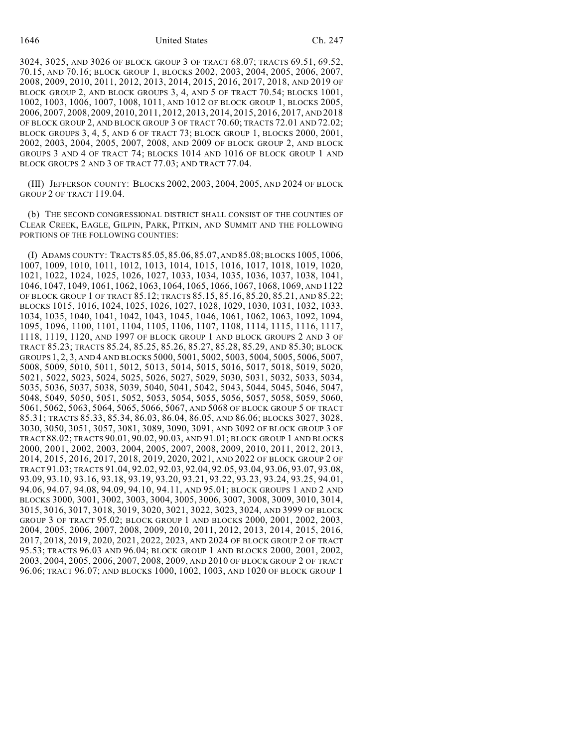3024, 3025, AND 3026 OF BLOCK GROUP 3 OF TRACT 68.07; TRACTS 69.51, 69.52, 70.15, AND 70.16; BLOCK GROUP 1, BLOCKS 2002, 2003, 2004, 2005, 2006, 2007, 2008, 2009, 2010, 2011, 2012, 2013, 2014, 2015, 2016, 2017, 2018, AND 2019 OF BLOCK GROUP 2, AND BLOCK GROUPS 3, 4, AND 5 OF TRACT 70.54; BLOCKS 1001, 1002, 1003, 1006, 1007, 1008, 1011, AND 1012 OF BLOCK GROUP 1, BLOCKS 2005, 2006, 2007, 2008, 2009, 2010, 2011, 2012, 2013, 2014, 2015, 2016, 2017, AND 2018 OF BLOCK GROUP 2, AND BLOCK GROUP 3 OF TRACT 70.60; TRACTS 72.01 AND 72.02; BLOCK GROUPS 3, 4, 5, AND 6 OF TRACT 73; BLOCK GROUP 1, BLOCKS 2000, 2001, 2002, 2003, 2004, 2005, 2007, 2008, AND 2009 OF BLOCK GROUP 2, AND BLOCK GROUPS 3 AND 4 OF TRACT 74; BLOCKS 1014 AND 1016 OF BLOCK GROUP 1 AND BLOCK GROUPS 2 AND 3 OF TRACT 77.03; AND TRACT 77.04.

(III) JEFFERSON COUNTY: BLOCKS 2002, 2003, 2004, 2005, AND 2024 OF BLOCK GROUP 2 OF TRACT 119.04.

(b) THE SECOND CONGRESSIONAL DISTRICT SHALL CONSIST OF THE COUNTIES OF CLEAR CREEK, EAGLE, GILPIN, PARK, PITKIN, AND SUMMIT AND THE FOLLOWING PORTIONS OF THE FOLLOWING COUNTIES:

(I) ADAMS COUNTY: TRACTS 85.05, 85.06, 85.07, AND 85.08; BLOCKS 1005, 1006, 1007, 1009, 1010, 1011, 1012, 1013, 1014, 1015, 1016, 1017, 1018, 1019, 1020, 1021, 1022, 1024, 1025, 1026, 1027, 1033, 1034, 1035, 1036, 1037, 1038, 1041, 1046, 1047, 1049, 1061, 1062, 1063, 1064, 1065, 1066, 1067, 1068, 1069, AND 1122 OF BLOCK GROUP 1 OF TRACT 85.12; TRACTS 85.15, 85.16, 85.20, 85.21, AND 85.22; BLOCKS 1015, 1016, 1024, 1025, 1026, 1027, 1028, 1029, 1030, 1031, 1032, 1033, 1034, 1035, 1040, 1041, 1042, 1043, 1045, 1046, 1061, 1062, 1063, 1092, 1094, 1095, 1096, 1100, 1101, 1104, 1105, 1106, 1107, 1108, 1114, 1115, 1116, 1117, 1118, 1119, 1120, AND 1997 OF BLOCK GROUP 1 AND BLOCK GROUPS 2 AND 3 OF TRACT 85.23; TRACTS 85.24, 85.25, 85.26, 85.27, 85.28, 85.29, AND 85.30; BLOCK GROUPS 1, 2, 3, AND 4 AND BLOCKS 5000, 5001, 5002, 5003, 5004, 5005, 5006, 5007, 5008, 5009, 5010, 5011, 5012, 5013, 5014, 5015, 5016, 5017, 5018, 5019, 5020, 5021, 5022, 5023, 5024, 5025, 5026, 5027, 5029, 5030, 5031, 5032, 5033, 5034, 5035, 5036, 5037, 5038, 5039, 5040, 5041, 5042, 5043, 5044, 5045, 5046, 5047, 5048, 5049, 5050, 5051, 5052, 5053, 5054, 5055, 5056, 5057, 5058, 5059, 5060, 5061, 5062, 5063, 5064, 5065, 5066, 5067, AND 5068 OF BLOCK GROUP 5 OF TRACT 85.31; TRACTS 85.33, 85.34, 86.03, 86.04, 86.05, AND 86.06; BLOCKS 3027, 3028, 3030, 3050, 3051, 3057, 3081, 3089, 3090, 3091, AND 3092 OF BLOCK GROUP 3 OF TRACT 88.02; TRACTS 90.01, 90.02, 90.03, AND 91.01; BLOCK GROUP 1 AND BLOCKS 2000, 2001, 2002, 2003, 2004, 2005, 2007, 2008, 2009, 2010, 2011, 2012, 2013, 2014, 2015, 2016, 2017, 2018, 2019, 2020, 2021, AND 2022 OF BLOCK GROUP 2 OF TRACT 91.03; TRACTS 91.04, 92.02, 92.03, 92.04, 92.05, 93.04, 93.06, 93.07, 93.08, 93.09, 93.10, 93.16, 93.18, 93.19, 93.20, 93.21, 93.22, 93.23, 93.24, 93.25, 94.01, 94.06, 94.07, 94.08, 94.09, 94.10, 94.11, AND 95.01; BLOCK GROUPS 1 AND 2 AND BLOCKS 3000, 3001, 3002, 3003, 3004, 3005, 3006, 3007, 3008, 3009, 3010, 3014, 3015, 3016, 3017, 3018, 3019, 3020, 3021, 3022, 3023, 3024, AND 3999 OF BLOCK GROUP 3 OF TRACT 95.02; BLOCK GROUP 1 AND BLOCKS 2000, 2001, 2002, 2003, 2004, 2005, 2006, 2007, 2008, 2009, 2010, 2011, 2012, 2013, 2014, 2015, 2016, 2017, 2018, 2019, 2020, 2021, 2022, 2023, AND 2024 OF BLOCK GROUP 2 OF TRACT 95.53; TRACTS 96.03 AND 96.04; BLOCK GROUP 1 AND BLOCKS 2000, 2001, 2002, 2003, 2004, 2005, 2006, 2007, 2008, 2009, AND 2010 OF BLOCK GROUP 2 OF TRACT 96.06; TRACT 96.07; AND BLOCKS 1000, 1002, 1003, AND 1020 OF BLOCK GROUP 1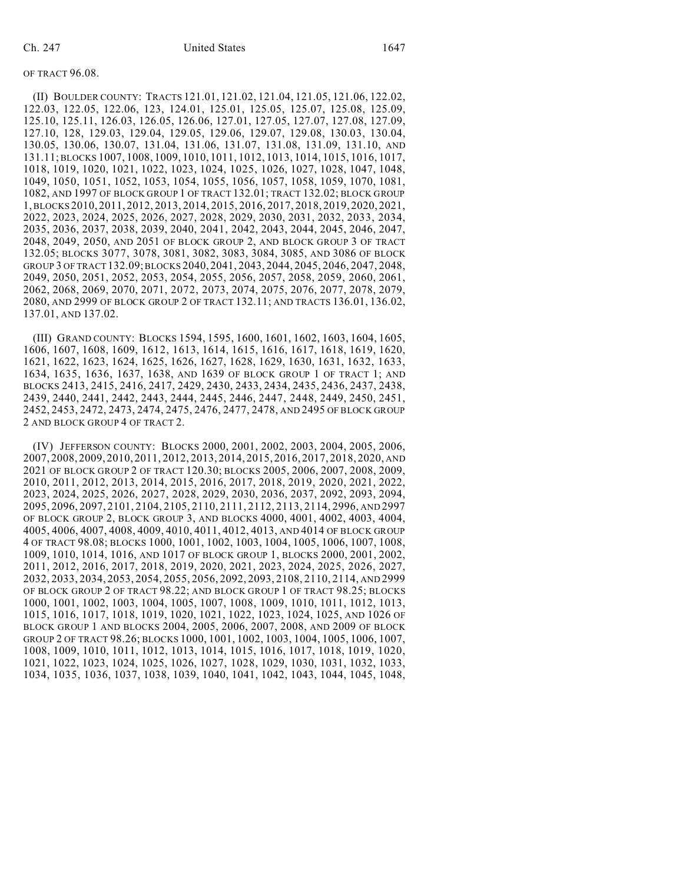OF TRACT 96.08.

(II) BOULDER COUNTY: TRACTS 121.01, 121.02, 121.04, 121.05, 121.06, 122.02, 122.03, 122.05, 122.06, 123, 124.01, 125.01, 125.05, 125.07, 125.08, 125.09, 125.10, 125.11, 126.03, 126.05, 126.06, 127.01, 127.05, 127.07, 127.08, 127.09, 127.10, 128, 129.03, 129.04, 129.05, 129.06, 129.07, 129.08, 130.03, 130.04, 130.05, 130.06, 130.07, 131.04, 131.06, 131.07, 131.08, 131.09, 131.10, AND 131.11; BLOCKS 1007, 1008, 1009, 1010, 1011, 1012, 1013, 1014, 1015, 1016, 1017, 1018, 1019, 1020, 1021, 1022, 1023, 1024, 1025, 1026, 1027, 1028, 1047, 1048, 1049, 1050, 1051, 1052, 1053, 1054, 1055, 1056, 1057, 1058, 1059, 1070, 1081, 1082, AND 1997 OF BLOCK GROUP 1 OF TRACT 132.01; TRACT 132.02; BLOCK GROUP 1, BLOCKS 2010, 2011, 2012, 2013, 2014, 2015, 2016, 2017, 2018, 2019, 2020, 2021, 2022, 2023, 2024, 2025, 2026, 2027, 2028, 2029, 2030, 2031, 2032, 2033, 2034, 2035, 2036, 2037, 2038, 2039, 2040, 2041, 2042, 2043, 2044, 2045, 2046, 2047, 2048, 2049, 2050, AND 2051 OF BLOCK GROUP 2, AND BLOCK GROUP 3 OF TRACT 132.05; BLOCKS 3077, 3078, 3081, 3082, 3083, 3084, 3085, AND 3086 OF BLOCK GROUP 3 OF TRACT 132.09; BLOCKS 2040, 2041, 2043, 2044, 2045, 2046, 2047, 2048, 2049, 2050, 2051, 2052, 2053, 2054, 2055, 2056, 2057, 2058, 2059, 2060, 2061, 2062, 2068, 2069, 2070, 2071, 2072, 2073, 2074, 2075, 2076, 2077, 2078, 2079, 2080, AND 2999 OF BLOCK GROUP 2 OF TRACT 132.11; AND TRACTS 136.01, 136.02, 137.01, AND 137.02.

(III) GRAND COUNTY: BLOCKS 1594, 1595, 1600, 1601, 1602, 1603, 1604, 1605, 1606, 1607, 1608, 1609, 1612, 1613, 1614, 1615, 1616, 1617, 1618, 1619, 1620, 1621, 1622, 1623, 1624, 1625, 1626, 1627, 1628, 1629, 1630, 1631, 1632, 1633, 1634, 1635, 1636, 1637, 1638, AND 1639 OF BLOCK GROUP 1 OF TRACT 1; AND BLOCKS 2413, 2415, 2416, 2417, 2429, 2430, 2433, 2434, 2435, 2436, 2437, 2438, 2439, 2440, 2441, 2442, 2443, 2444, 2445, 2446, 2447, 2448, 2449, 2450, 2451, 2452, 2453, 2472, 2473, 2474, 2475, 2476, 2477, 2478, AND 2495 OF BLOCK GROUP 2 AND BLOCK GROUP 4 OF TRACT 2.

(IV) JEFFERSON COUNTY: BLOCKS 2000, 2001, 2002, 2003, 2004, 2005, 2006, 2007, 2008, 2009, 2010, 2011, 2012, 2013, 2014, 2015, 2016, 2017, 2018, 2020, AND 2021 OF BLOCK GROUP 2 OF TRACT 120.30; BLOCKS 2005, 2006, 2007, 2008, 2009, 2010, 2011, 2012, 2013, 2014, 2015, 2016, 2017, 2018, 2019, 2020, 2021, 2022, 2023, 2024, 2025, 2026, 2027, 2028, 2029, 2030, 2036, 2037, 2092, 2093, 2094, 2095, 2096, 2097, 2101, 2104, 2105, 2110, 2111, 2112, 2113, 2114, 2996, AND 2997 OF BLOCK GROUP 2, BLOCK GROUP 3, AND BLOCKS 4000, 4001, 4002, 4003, 4004, 4005, 4006, 4007, 4008, 4009, 4010, 4011, 4012, 4013, AND 4014 OF BLOCK GROUP 4 OF TRACT 98.08; BLOCKS 1000, 1001, 1002, 1003, 1004, 1005, 1006, 1007, 1008, 1009, 1010, 1014, 1016, AND 1017 OF BLOCK GROUP 1, BLOCKS 2000, 2001, 2002, 2011, 2012, 2016, 2017, 2018, 2019, 2020, 2021, 2023, 2024, 2025, 2026, 2027, 2032, 2033, 2034, 2053, 2054, 2055, 2056, 2092, 2093, 2108, 2110, 2114, AND 2999 OF BLOCK GROUP 2 OF TRACT 98.22; AND BLOCK GROUP 1 OF TRACT 98.25; BLOCKS 1000, 1001, 1002, 1003, 1004, 1005, 1007, 1008, 1009, 1010, 1011, 1012, 1013, 1015, 1016, 1017, 1018, 1019, 1020, 1021, 1022, 1023, 1024, 1025, AND 1026 OF BLOCK GROUP 1 AND BLOCKS 2004, 2005, 2006, 2007, 2008, AND 2009 OF BLOCK GROUP 2 OF TRACT 98.26; BLOCKS 1000, 1001, 1002, 1003, 1004, 1005, 1006, 1007, 1008, 1009, 1010, 1011, 1012, 1013, 1014, 1015, 1016, 1017, 1018, 1019, 1020, 1021, 1022, 1023, 1024, 1025, 1026, 1027, 1028, 1029, 1030, 1031, 1032, 1033, 1034, 1035, 1036, 1037, 1038, 1039, 1040, 1041, 1042, 1043, 1044, 1045, 1048,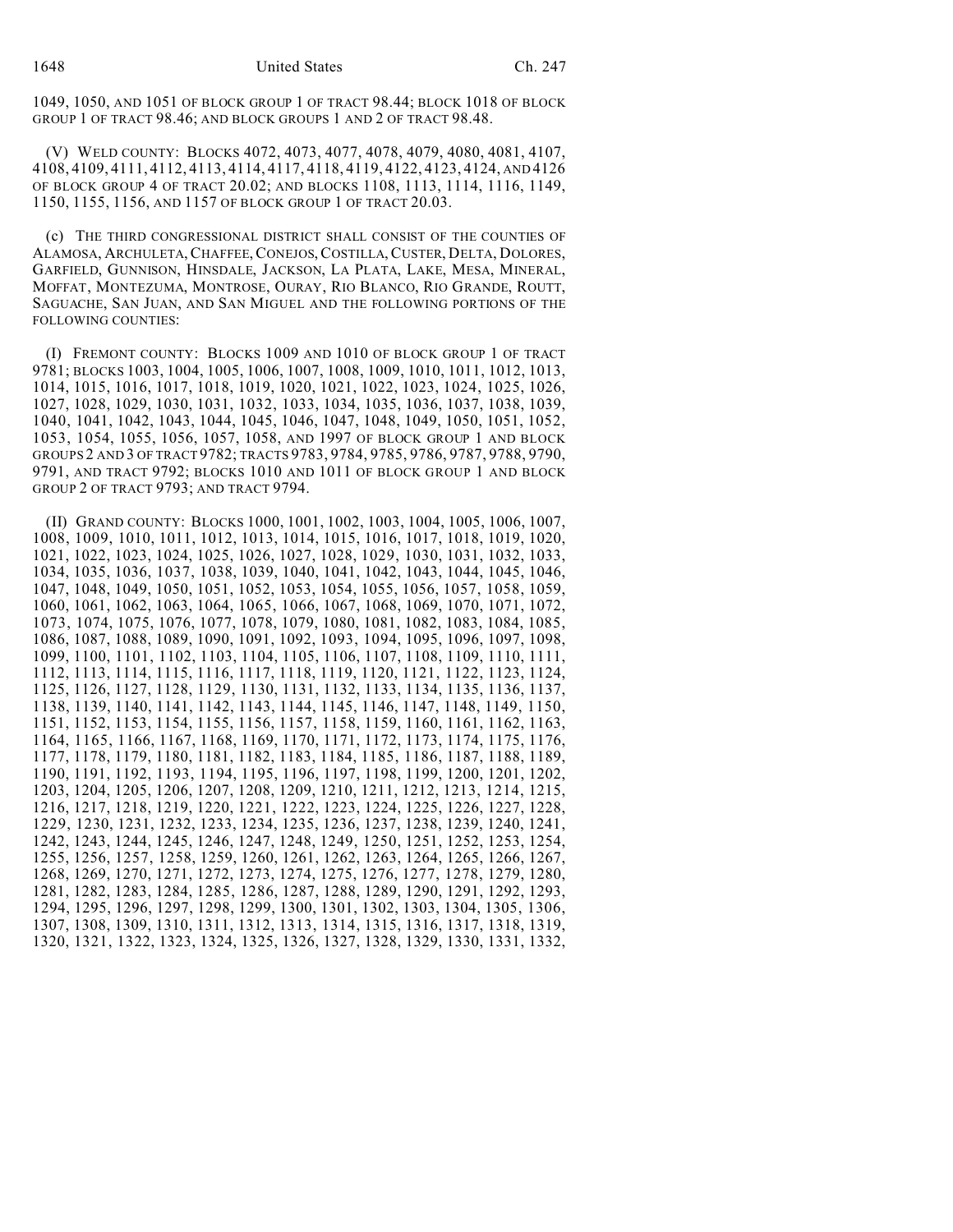1049, 1050, AND 1051 OF BLOCK GROUP 1 OF TRACT 98.44; BLOCK 1018 OF BLOCK GROUP 1 OF TRACT 98.46; AND BLOCK GROUPS 1 AND 2 OF TRACT 98.48.

(V) WELD COUNTY: BLOCKS 4072, 4073, 4077, 4078, 4079, 4080, 4081, 4107, 4108, 4109, 4111, 4112, 4113, 4114, 4117, 4118, 4119, 4122, 4123, 4124, AND 4126 OF BLOCK GROUP 4 OF TRACT 20.02; AND BLOCKS 1108, 1113, 1114, 1116, 1149, 1150, 1155, 1156, AND 1157 OF BLOCK GROUP 1 OF TRACT 20.03.

(c) THE THIRD CONGRESSIONAL DISTRICT SHALL CONSIST OF THE COUNTIES OF ALAMOSA, ARCHULETA, CHAFFEE, CONEJOS, COSTILLA, CUSTER, DELTA, DOLORES, GARFIELD, GUNNISON, HINSDALE, JACKSON, LA PLATA, LAKE, MESA, MINERAL, MOFFAT, MONTEZUMA, MONTROSE, OURAY, RIO BLANCO, RIO GRANDE, ROUTT, SAGUACHE, SAN JUAN, AND SAN MIGUEL AND THE FOLLOWING PORTIONS OF THE FOLLOWING COUNTIES:

(I) FREMONT COUNTY: BLOCKS 1009 AND 1010 OF BLOCK GROUP 1 OF TRACT 9781; BLOCKS 1003, 1004, 1005, 1006, 1007, 1008, 1009, 1010, 1011, 1012, 1013, 1014, 1015, 1016, 1017, 1018, 1019, 1020, 1021, 1022, 1023, 1024, 1025, 1026, 1027, 1028, 1029, 1030, 1031, 1032, 1033, 1034, 1035, 1036, 1037, 1038, 1039, 1040, 1041, 1042, 1043, 1044, 1045, 1046, 1047, 1048, 1049, 1050, 1051, 1052, 1053, 1054, 1055, 1056, 1057, 1058, AND 1997 OF BLOCK GROUP 1 AND BLOCK GROUPS 2 AND 3 OF TRACT 9782; TRACTS 9783, 9784, 9785, 9786, 9787, 9788, 9790, 9791, AND TRACT 9792; BLOCKS 1010 AND 1011 OF BLOCK GROUP 1 AND BLOCK GROUP 2 OF TRACT 9793; AND TRACT 9794.

(II) GRAND COUNTY: BLOCKS 1000, 1001, 1002, 1003, 1004, 1005, 1006, 1007, 1008, 1009, 1010, 1011, 1012, 1013, 1014, 1015, 1016, 1017, 1018, 1019, 1020, 1021, 1022, 1023, 1024, 1025, 1026, 1027, 1028, 1029, 1030, 1031, 1032, 1033, 1034, 1035, 1036, 1037, 1038, 1039, 1040, 1041, 1042, 1043, 1044, 1045, 1046, 1047, 1048, 1049, 1050, 1051, 1052, 1053, 1054, 1055, 1056, 1057, 1058, 1059, 1060, 1061, 1062, 1063, 1064, 1065, 1066, 1067, 1068, 1069, 1070, 1071, 1072, 1073, 1074, 1075, 1076, 1077, 1078, 1079, 1080, 1081, 1082, 1083, 1084, 1085, 1086, 1087, 1088, 1089, 1090, 1091, 1092, 1093, 1094, 1095, 1096, 1097, 1098, 1099, 1100, 1101, 1102, 1103, 1104, 1105, 1106, 1107, 1108, 1109, 1110, 1111, 1112, 1113, 1114, 1115, 1116, 1117, 1118, 1119, 1120, 1121, 1122, 1123, 1124, 1125, 1126, 1127, 1128, 1129, 1130, 1131, 1132, 1133, 1134, 1135, 1136, 1137, 1138, 1139, 1140, 1141, 1142, 1143, 1144, 1145, 1146, 1147, 1148, 1149, 1150, 1151, 1152, 1153, 1154, 1155, 1156, 1157, 1158, 1159, 1160, 1161, 1162, 1163, 1164, 1165, 1166, 1167, 1168, 1169, 1170, 1171, 1172, 1173, 1174, 1175, 1176, 1177, 1178, 1179, 1180, 1181, 1182, 1183, 1184, 1185, 1186, 1187, 1188, 1189, 1190, 1191, 1192, 1193, 1194, 1195, 1196, 1197, 1198, 1199, 1200, 1201, 1202, 1203, 1204, 1205, 1206, 1207, 1208, 1209, 1210, 1211, 1212, 1213, 1214, 1215, 1216, 1217, 1218, 1219, 1220, 1221, 1222, 1223, 1224, 1225, 1226, 1227, 1228, 1229, 1230, 1231, 1232, 1233, 1234, 1235, 1236, 1237, 1238, 1239, 1240, 1241, 1242, 1243, 1244, 1245, 1246, 1247, 1248, 1249, 1250, 1251, 1252, 1253, 1254, 1255, 1256, 1257, 1258, 1259, 1260, 1261, 1262, 1263, 1264, 1265, 1266, 1267, 1268, 1269, 1270, 1271, 1272, 1273, 1274, 1275, 1276, 1277, 1278, 1279, 1280, 1281, 1282, 1283, 1284, 1285, 1286, 1287, 1288, 1289, 1290, 1291, 1292, 1293, 1294, 1295, 1296, 1297, 1298, 1299, 1300, 1301, 1302, 1303, 1304, 1305, 1306, 1307, 1308, 1309, 1310, 1311, 1312, 1313, 1314, 1315, 1316, 1317, 1318, 1319, 1320, 1321, 1322, 1323, 1324, 1325, 1326, 1327, 1328, 1329, 1330, 1331, 1332,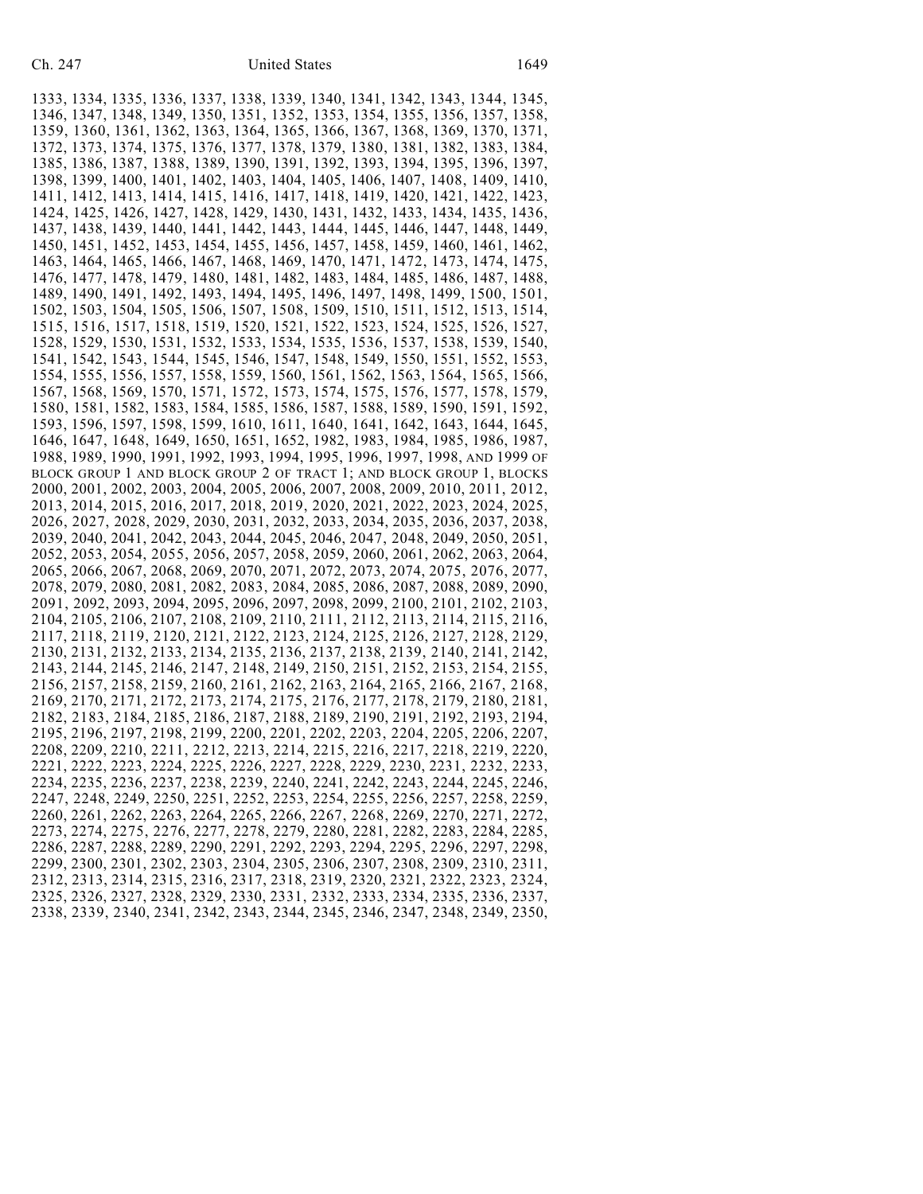1333, 1334, 1335, 1336, 1337, 1338, 1339, 1340, 1341, 1342, 1343, 1344, 1345, 1346, 1347, 1348, 1349, 1350, 1351, 1352, 1353, 1354, 1355, 1356, 1357, 1358, 1359, 1360, 1361, 1362, 1363, 1364, 1365, 1366, 1367, 1368, 1369, 1370, 1371, 1372, 1373, 1374, 1375, 1376, 1377, 1378, 1379, 1380, 1381, 1382, 1383, 1384, 1385, 1386, 1387, 1388, 1389, 1390, 1391, 1392, 1393, 1394, 1395, 1396, 1397, 1398, 1399, 1400, 1401, 1402, 1403, 1404, 1405, 1406, 1407, 1408, 1409, 1410, 1411, 1412, 1413, 1414, 1415, 1416, 1417, 1418, 1419, 1420, 1421, 1422, 1423, 1424, 1425, 1426, 1427, 1428, 1429, 1430, 1431, 1432, 1433, 1434, 1435, 1436, 1437, 1438, 1439, 1440, 1441, 1442, 1443, 1444, 1445, 1446, 1447, 1448, 1449, 1450, 1451, 1452, 1453, 1454, 1455, 1456, 1457, 1458, 1459, 1460, 1461, 1462, 1463, 1464, 1465, 1466, 1467, 1468, 1469, 1470, 1471, 1472, 1473, 1474, 1475, 1476, 1477, 1478, 1479, 1480, 1481, 1482, 1483, 1484, 1485, 1486, 1487, 1488, 1489, 1490, 1491, 1492, 1493, 1494, 1495, 1496, 1497, 1498, 1499, 1500, 1501, 1502, 1503, 1504, 1505, 1506, 1507, 1508, 1509, 1510, 1511, 1512, 1513, 1514, 1515, 1516, 1517, 1518, 1519, 1520, 1521, 1522, 1523, 1524, 1525, 1526, 1527, 1528, 1529, 1530, 1531, 1532, 1533, 1534, 1535, 1536, 1537, 1538, 1539, 1540, 1541, 1542, 1543, 1544, 1545, 1546, 1547, 1548, 1549, 1550, 1551, 1552, 1553, 1554, 1555, 1556, 1557, 1558, 1559, 1560, 1561, 1562, 1563, 1564, 1565, 1566, 1567, 1568, 1569, 1570, 1571, 1572, 1573, 1574, 1575, 1576, 1577, 1578, 1579, 1580, 1581, 1582, 1583, 1584, 1585, 1586, 1587, 1588, 1589, 1590, 1591, 1592, 1593, 1596, 1597, 1598, 1599, 1610, 1611, 1640, 1641, 1642, 1643, 1644, 1645, 1646, 1647, 1648, 1649, 1650, 1651, 1652, 1982, 1983, 1984, 1985, 1986, 1987, 1988, 1989, 1990, 1991, 1992, 1993, 1994, 1995, 1996, 1997, 1998, AND 1999 OF BLOCK GROUP 1 AND BLOCK GROUP 2 OF TRACT 1; AND BLOCK GROUP 1, BLOCKS 2000, 2001, 2002, 2003, 2004, 2005, 2006, 2007, 2008, 2009, 2010, 2011, 2012, 2013, 2014, 2015, 2016, 2017, 2018, 2019, 2020, 2021, 2022, 2023, 2024, 2025, 2026, 2027, 2028, 2029, 2030, 2031, 2032, 2033, 2034, 2035, 2036, 2037, 2038, 2039, 2040, 2041, 2042, 2043, 2044, 2045, 2046, 2047, 2048, 2049, 2050, 2051, 2052, 2053, 2054, 2055, 2056, 2057, 2058, 2059, 2060, 2061, 2062, 2063, 2064, 2065, 2066, 2067, 2068, 2069, 2070, 2071, 2072, 2073, 2074, 2075, 2076, 2077, 2078, 2079, 2080, 2081, 2082, 2083, 2084, 2085, 2086, 2087, 2088, 2089, 2090, 2091, 2092, 2093, 2094, 2095, 2096, 2097, 2098, 2099, 2100, 2101, 2102, 2103, 2104, 2105, 2106, 2107, 2108, 2109, 2110, 2111, 2112, 2113, 2114, 2115, 2116, 2117, 2118, 2119, 2120, 2121, 2122, 2123, 2124, 2125, 2126, 2127, 2128, 2129, 2130, 2131, 2132, 2133, 2134, 2135, 2136, 2137, 2138, 2139, 2140, 2141, 2142, 2143, 2144, 2145, 2146, 2147, 2148, 2149, 2150, 2151, 2152, 2153, 2154, 2155, 2156, 2157, 2158, 2159, 2160, 2161, 2162, 2163, 2164, 2165, 2166, 2167, 2168, 2169, 2170, 2171, 2172, 2173, 2174, 2175, 2176, 2177, 2178, 2179, 2180, 2181, 2182, 2183, 2184, 2185, 2186, 2187, 2188, 2189, 2190, 2191, 2192, 2193, 2194, 2195, 2196, 2197, 2198, 2199, 2200, 2201, 2202, 2203, 2204, 2205, 2206, 2207, 2208, 2209, 2210, 2211, 2212, 2213, 2214, 2215, 2216, 2217, 2218, 2219, 2220, 2221, 2222, 2223, 2224, 2225, 2226, 2227, 2228, 2229, 2230, 2231, 2232, 2233, 2234, 2235, 2236, 2237, 2238, 2239, 2240, 2241, 2242, 2243, 2244, 2245, 2246, 2247, 2248, 2249, 2250, 2251, 2252, 2253, 2254, 2255, 2256, 2257, 2258, 2259, 2260, 2261, 2262, 2263, 2264, 2265, 2266, 2267, 2268, 2269, 2270, 2271, 2272, 2273, 2274, 2275, 2276, 2277, 2278, 2279, 2280, 2281, 2282, 2283, 2284, 2285, 2286, 2287, 2288, 2289, 2290, 2291, 2292, 2293, 2294, 2295, 2296, 2297, 2298, 2299, 2300, 2301, 2302, 2303, 2304, 2305, 2306, 2307, 2308, 2309, 2310, 2311, 2312, 2313, 2314, 2315, 2316, 2317, 2318, 2319, 2320, 2321, 2322, 2323, 2324, 2325, 2326, 2327, 2328, 2329, 2330, 2331, 2332, 2333, 2334, 2335, 2336, 2337, 2338, 2339, 2340, 2341, 2342, 2343, 2344, 2345, 2346, 2347, 2348, 2349, 2350,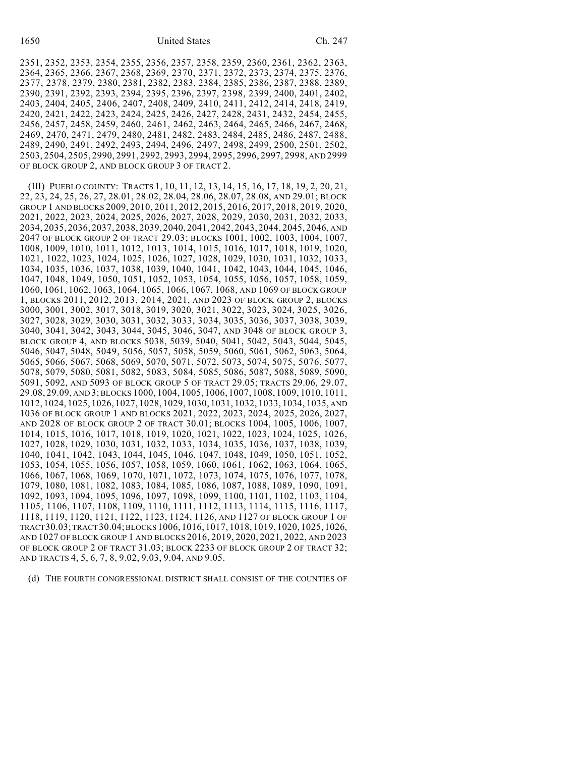2351, 2352, 2353, 2354, 2355, 2356, 2357, 2358, 2359, 2360, 2361, 2362, 2363, 2364, 2365, 2366, 2367, 2368, 2369, 2370, 2371, 2372, 2373, 2374, 2375, 2376, 2377, 2378, 2379, 2380, 2381, 2382, 2383, 2384, 2385, 2386, 2387, 2388, 2389, 2390, 2391, 2392, 2393, 2394, 2395, 2396, 2397, 2398, 2399, 2400, 2401, 2402, 2403, 2404, 2405, 2406, 2407, 2408, 2409, 2410, 2411, 2412, 2414, 2418, 2419, 2420, 2421, 2422, 2423, 2424, 2425, 2426, 2427, 2428, 2431, 2432, 2454, 2455, 2456, 2457, 2458, 2459, 2460, 2461, 2462, 2463, 2464, 2465, 2466, 2467, 2468, 2469, 2470, 2471, 2479, 2480, 2481, 2482, 2483, 2484, 2485, 2486, 2487, 2488, 2489, 2490, 2491, 2492, 2493, 2494, 2496, 2497, 2498, 2499, 2500, 2501, 2502, 2503, 2504, 2505, 2990, 2991, 2992, 2993, 2994, 2995, 2996, 2997, 2998, AND 2999 OF BLOCK GROUP 2, AND BLOCK GROUP 3 OF TRACT 2.

(III) PUEBLO COUNTY: TRACTS 1, 10, 11, 12, 13, 14, 15, 16, 17, 18, 19, 2, 20, 21, 22, 23, 24, 25, 26, 27, 28.01, 28.02, 28.04, 28.06, 28.07, 28.08, AND 29.01; BLOCK GROUP 1 AND BLOCKS 2009, 2010, 2011, 2012, 2015, 2016, 2017, 2018, 2019, 2020, 2021, 2022, 2023, 2024, 2025, 2026, 2027, 2028, 2029, 2030, 2031, 2032, 2033, 2034, 2035, 2036, 2037, 2038, 2039, 2040, 2041, 2042, 2043, 2044, 2045, 2046, AND 2047 OF BLOCK GROUP 2 OF TRACT 29.03; BLOCKS 1001, 1002, 1003, 1004, 1007, 1008, 1009, 1010, 1011, 1012, 1013, 1014, 1015, 1016, 1017, 1018, 1019, 1020, 1021, 1022, 1023, 1024, 1025, 1026, 1027, 1028, 1029, 1030, 1031, 1032, 1033, 1034, 1035, 1036, 1037, 1038, 1039, 1040, 1041, 1042, 1043, 1044, 1045, 1046, 1047, 1048, 1049, 1050, 1051, 1052, 1053, 1054, 1055, 1056, 1057, 1058, 1059, 1060, 1061, 1062, 1063, 1064, 1065, 1066, 1067, 1068, AND 1069 OF BLOCK GROUP 1, BLOCKS 2011, 2012, 2013, 2014, 2021, AND 2023 OF BLOCK GROUP 2, BLOCKS 3000, 3001, 3002, 3017, 3018, 3019, 3020, 3021, 3022, 3023, 3024, 3025, 3026, 3027, 3028, 3029, 3030, 3031, 3032, 3033, 3034, 3035, 3036, 3037, 3038, 3039, 3040, 3041, 3042, 3043, 3044, 3045, 3046, 3047, AND 3048 OF BLOCK GROUP 3, BLOCK GROUP 4, AND BLOCKS 5038, 5039, 5040, 5041, 5042, 5043, 5044, 5045, 5046, 5047, 5048, 5049, 5056, 5057, 5058, 5059, 5060, 5061, 5062, 5063, 5064, 5065, 5066, 5067, 5068, 5069, 5070, 5071, 5072, 5073, 5074, 5075, 5076, 5077, 5078, 5079, 5080, 5081, 5082, 5083, 5084, 5085, 5086, 5087, 5088, 5089, 5090, 5091, 5092, AND 5093 OF BLOCK GROUP 5 OF TRACT 29.05; TRACTS 29.06, 29.07, 29.08, 29.09, AND 3; BLOCKS 1000, 1004, 1005, 1006, 1007, 1008, 1009, 1010, 1011, 1012, 1024, 1025, 1026, 1027, 1028, 1029, 1030, 1031, 1032, 1033, 1034, 1035, AND 1036 OF BLOCK GROUP 1 AND BLOCKS 2021, 2022, 2023, 2024, 2025, 2026, 2027, AND 2028 OF BLOCK GROUP 2 OF TRACT 30.01; BLOCKS 1004, 1005, 1006, 1007, 1014, 1015, 1016, 1017, 1018, 1019, 1020, 1021, 1022, 1023, 1024, 1025, 1026, 1027, 1028, 1029, 1030, 1031, 1032, 1033, 1034, 1035, 1036, 1037, 1038, 1039, 1040, 1041, 1042, 1043, 1044, 1045, 1046, 1047, 1048, 1049, 1050, 1051, 1052, 1053, 1054, 1055, 1056, 1057, 1058, 1059, 1060, 1061, 1062, 1063, 1064, 1065, 1066, 1067, 1068, 1069, 1070, 1071, 1072, 1073, 1074, 1075, 1076, 1077, 1078, 1079, 1080, 1081, 1082, 1083, 1084, 1085, 1086, 1087, 1088, 1089, 1090, 1091, 1092, 1093, 1094, 1095, 1096, 1097, 1098, 1099, 1100, 1101, 1102, 1103, 1104, 1105, 1106, 1107, 1108, 1109, 1110, 1111, 1112, 1113, 1114, 1115, 1116, 1117, 1118, 1119, 1120, 1121, 1122, 1123, 1124, 1126, AND 1127 OF BLOCK GROUP 1 OF TRACT 30.03; TRACT 30.04; BLOCKS 1006, 1016, 1017, 1018, 1019, 1020, 1025, 1026, AND 1027 OF BLOCK GROUP 1 AND BLOCKS 2016, 2019, 2020, 2021, 2022, AND 2023 OF BLOCK GROUP 2 OF TRACT 31.03; BLOCK 2233 OF BLOCK GROUP 2 OF TRACT 32; AND TRACTS 4, 5, 6, 7, 8, 9.02, 9.03, 9.04, AND 9.05.

(d) THE FOURTH CONGRESSIONAL DISTRICT SHALL CONSIST OF THE COUNTIES OF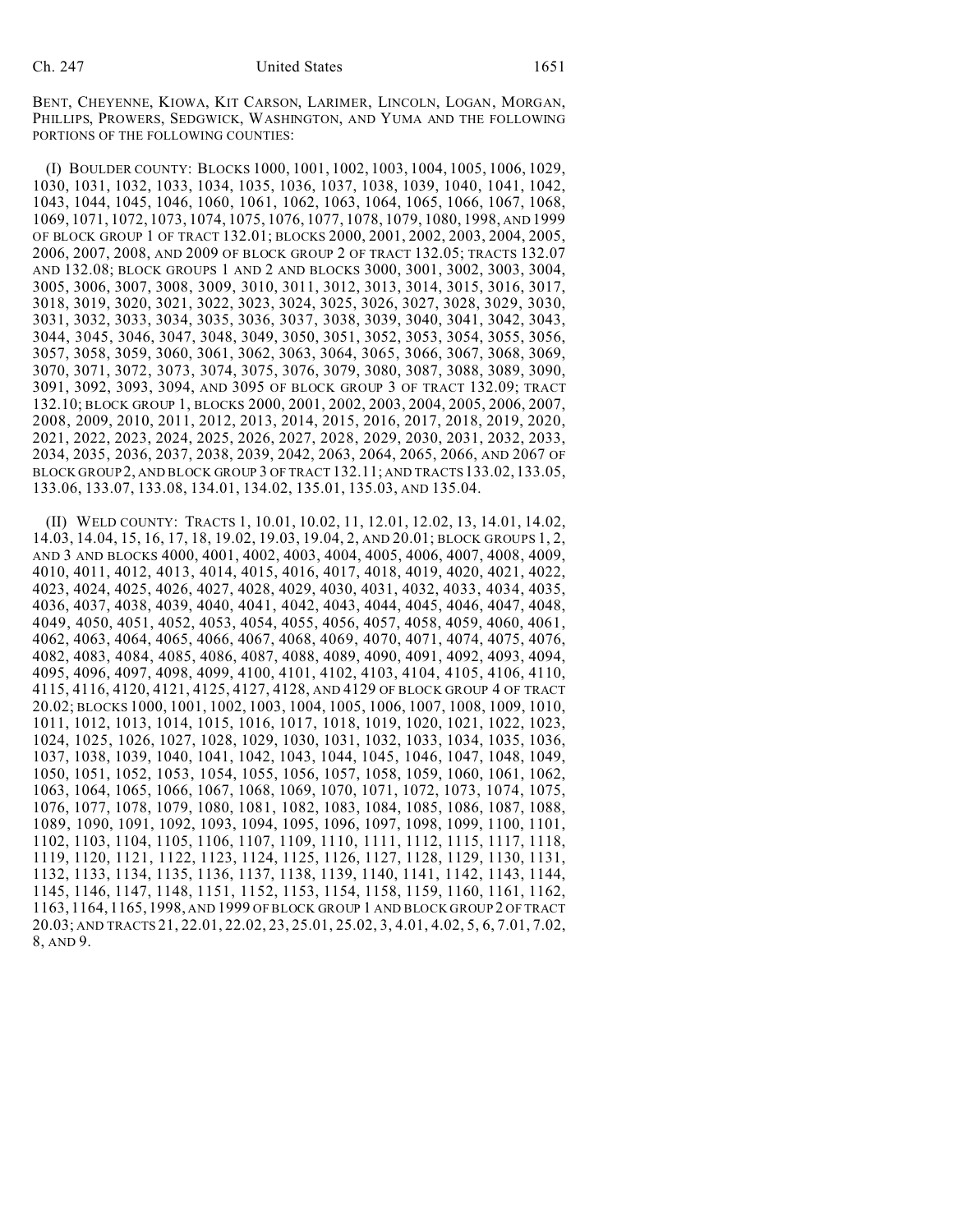BENT, CHEYENNE, KIOWA, KIT CARSON, LARIMER, LINCOLN, LOGAN, MORGAN, PHILLIPS, PROWERS, SEDGWICK, WASHINGTON, AND YUMA AND THE FOLLOWING PORTIONS OF THE FOLLOWING COUNTIES:

(I) BOULDER COUNTY: BLOCKS 1000, 1001, 1002, 1003, 1004, 1005, 1006, 1029, 1030, 1031, 1032, 1033, 1034, 1035, 1036, 1037, 1038, 1039, 1040, 1041, 1042, 1043, 1044, 1045, 1046, 1060, 1061, 1062, 1063, 1064, 1065, 1066, 1067, 1068, 1069, 1071, 1072, 1073, 1074, 1075, 1076, 1077, 1078, 1079, 1080, 1998, AND 1999 OF BLOCK GROUP 1 OF TRACT 132.01; BLOCKS 2000, 2001, 2002, 2003, 2004, 2005, 2006, 2007, 2008, AND 2009 OF BLOCK GROUP 2 OF TRACT 132.05; TRACTS 132.07 AND 132.08; BLOCK GROUPS 1 AND 2 AND BLOCKS 3000, 3001, 3002, 3003, 3004, 3005, 3006, 3007, 3008, 3009, 3010, 3011, 3012, 3013, 3014, 3015, 3016, 3017, 3018, 3019, 3020, 3021, 3022, 3023, 3024, 3025, 3026, 3027, 3028, 3029, 3030, 3031, 3032, 3033, 3034, 3035, 3036, 3037, 3038, 3039, 3040, 3041, 3042, 3043, 3044, 3045, 3046, 3047, 3048, 3049, 3050, 3051, 3052, 3053, 3054, 3055, 3056, 3057, 3058, 3059, 3060, 3061, 3062, 3063, 3064, 3065, 3066, 3067, 3068, 3069, 3070, 3071, 3072, 3073, 3074, 3075, 3076, 3079, 3080, 3087, 3088, 3089, 3090, 3091, 3092, 3093, 3094, AND 3095 OF BLOCK GROUP 3 OF TRACT 132.09; TRACT 132.10; BLOCK GROUP 1, BLOCKS 2000, 2001, 2002, 2003, 2004, 2005, 2006, 2007, 2008, 2009, 2010, 2011, 2012, 2013, 2014, 2015, 2016, 2017, 2018, 2019, 2020, 2021, 2022, 2023, 2024, 2025, 2026, 2027, 2028, 2029, 2030, 2031, 2032, 2033, 2034, 2035, 2036, 2037, 2038, 2039, 2042, 2063, 2064, 2065, 2066, AND 2067 OF BLOCK GROUP 2, AND BLOCK GROUP 3 OF TRACT 132.11; AND TRACTS 133.02, 133.05, 133.06, 133.07, 133.08, 134.01, 134.02, 135.01, 135.03, AND 135.04.

(II) WELD COUNTY: TRACTS 1, 10.01, 10.02, 11, 12.01, 12.02, 13, 14.01, 14.02, 14.03, 14.04, 15, 16, 17, 18, 19.02, 19.03, 19.04, 2, AND 20.01; BLOCK GROUPS 1, 2, AND 3 AND BLOCKS 4000, 4001, 4002, 4003, 4004, 4005, 4006, 4007, 4008, 4009, 4010, 4011, 4012, 4013, 4014, 4015, 4016, 4017, 4018, 4019, 4020, 4021, 4022, 4023, 4024, 4025, 4026, 4027, 4028, 4029, 4030, 4031, 4032, 4033, 4034, 4035, 4036, 4037, 4038, 4039, 4040, 4041, 4042, 4043, 4044, 4045, 4046, 4047, 4048, 4049, 4050, 4051, 4052, 4053, 4054, 4055, 4056, 4057, 4058, 4059, 4060, 4061, 4062, 4063, 4064, 4065, 4066, 4067, 4068, 4069, 4070, 4071, 4074, 4075, 4076, 4082, 4083, 4084, 4085, 4086, 4087, 4088, 4089, 4090, 4091, 4092, 4093, 4094, 4095, 4096, 4097, 4098, 4099, 4100, 4101, 4102, 4103, 4104, 4105, 4106, 4110, 4115, 4116, 4120, 4121, 4125, 4127, 4128, AND 4129 OF BLOCK GROUP 4 OF TRACT 20.02; BLOCKS 1000, 1001, 1002, 1003, 1004, 1005, 1006, 1007, 1008, 1009, 1010, 1011, 1012, 1013, 1014, 1015, 1016, 1017, 1018, 1019, 1020, 1021, 1022, 1023, 1024, 1025, 1026, 1027, 1028, 1029, 1030, 1031, 1032, 1033, 1034, 1035, 1036, 1037, 1038, 1039, 1040, 1041, 1042, 1043, 1044, 1045, 1046, 1047, 1048, 1049, 1050, 1051, 1052, 1053, 1054, 1055, 1056, 1057, 1058, 1059, 1060, 1061, 1062, 1063, 1064, 1065, 1066, 1067, 1068, 1069, 1070, 1071, 1072, 1073, 1074, 1075, 1076, 1077, 1078, 1079, 1080, 1081, 1082, 1083, 1084, 1085, 1086, 1087, 1088, 1089, 1090, 1091, 1092, 1093, 1094, 1095, 1096, 1097, 1098, 1099, 1100, 1101, 1102, 1103, 1104, 1105, 1106, 1107, 1109, 1110, 1111, 1112, 1115, 1117, 1118, 1119, 1120, 1121, 1122, 1123, 1124, 1125, 1126, 1127, 1128, 1129, 1130, 1131, 1132, 1133, 1134, 1135, 1136, 1137, 1138, 1139, 1140, 1141, 1142, 1143, 1144, 1145, 1146, 1147, 1148, 1151, 1152, 1153, 1154, 1158, 1159, 1160, 1161, 1162, 1163, 1164, 1165, 1998, AND 1999 OF BLOCK GROUP 1 AND BLOCK GROUP 2 OF TRACT 20.03; AND TRACTS 21, 22.01, 22.02, 23, 25.01, 25.02, 3, 4.01, 4.02, 5, 6, 7.01, 7.02, 8, AND 9.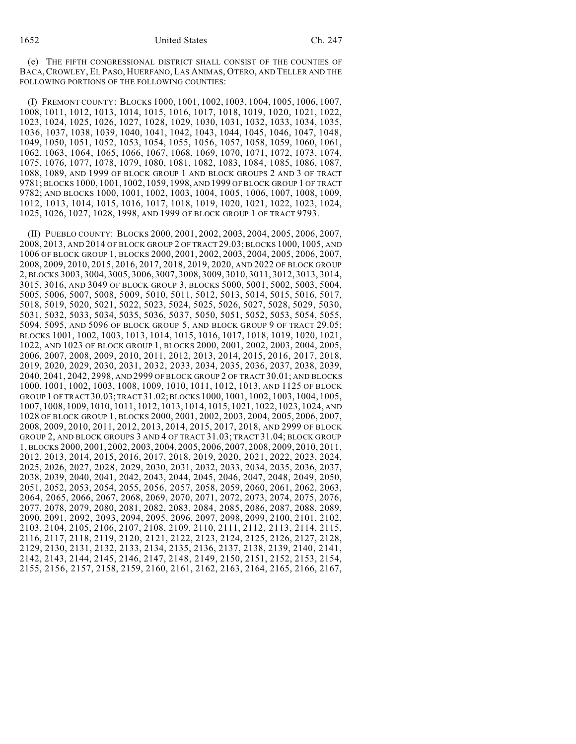(e) THE FIFTH CONGRESSIONAL DISTRICT SHALL CONSIST OF THE COUNTIES OF BACA, CROWLEY, EL PASO, HUERFANO, LAS ANIMAS, OTERO, AND TELLER AND THE FOLLOWING PORTIONS OF THE FOLLOWING COUNTIES:

(I) FREMONT COUNTY: BLOCKS 1000, 1001, 1002, 1003, 1004, 1005, 1006, 1007, 1008, 1011, 1012, 1013, 1014, 1015, 1016, 1017, 1018, 1019, 1020, 1021, 1022, 1023, 1024, 1025, 1026, 1027, 1028, 1029, 1030, 1031, 1032, 1033, 1034, 1035, 1036, 1037, 1038, 1039, 1040, 1041, 1042, 1043, 1044, 1045, 1046, 1047, 1048, 1049, 1050, 1051, 1052, 1053, 1054, 1055, 1056, 1057, 1058, 1059, 1060, 1061, 1062, 1063, 1064, 1065, 1066, 1067, 1068, 1069, 1070, 1071, 1072, 1073, 1074, 1075, 1076, 1077, 1078, 1079, 1080, 1081, 1082, 1083, 1084, 1085, 1086, 1087, 1088, 1089, AND 1999 OF BLOCK GROUP 1 AND BLOCK GROUPS 2 AND 3 OF TRACT 9781; BLOCKS 1000, 1001, 1002, 1059, 1998, AND 1999 OF BLOCK GROUP 1 OF TRACT 9782; AND BLOCKS 1000, 1001, 1002, 1003, 1004, 1005, 1006, 1007, 1008, 1009, 1012, 1013, 1014, 1015, 1016, 1017, 1018, 1019, 1020, 1021, 1022, 1023, 1024, 1025, 1026, 1027, 1028, 1998, AND 1999 OF BLOCK GROUP 1 OF TRACT 9793.

(II) PUEBLO COUNTY: BLOCKS 2000, 2001, 2002, 2003, 2004, 2005, 2006, 2007, 2008, 2013, AND 2014 OF BLOCK GROUP 2 OF TRACT 29.03; BLOCKS 1000, 1005, AND 1006 OF BLOCK GROUP 1, BLOCKS 2000, 2001, 2002, 2003, 2004, 2005, 2006, 2007, 2008, 2009, 2010, 2015, 2016, 2017, 2018, 2019, 2020, AND 2022 OF BLOCK GROUP 2, BLOCKS 3003, 3004, 3005, 3006, 3007, 3008, 3009, 3010, 3011, 3012, 3013, 3014, 3015, 3016, AND 3049 OF BLOCK GROUP 3, BLOCKS 5000, 5001, 5002, 5003, 5004, 5005, 5006, 5007, 5008, 5009, 5010, 5011, 5012, 5013, 5014, 5015, 5016, 5017, 5018, 5019, 5020, 5021, 5022, 5023, 5024, 5025, 5026, 5027, 5028, 5029, 5030, 5031, 5032, 5033, 5034, 5035, 5036, 5037, 5050, 5051, 5052, 5053, 5054, 5055, 5094, 5095, AND 5096 OF BLOCK GROUP 5, AND BLOCK GROUP 9 OF TRACT 29.05; BLOCKS 1001, 1002, 1003, 1013, 1014, 1015, 1016, 1017, 1018, 1019, 1020, 1021, 1022, AND 1023 OF BLOCK GROUP 1, BLOCKS 2000, 2001, 2002, 2003, 2004, 2005, 2006, 2007, 2008, 2009, 2010, 2011, 2012, 2013, 2014, 2015, 2016, 2017, 2018, 2019, 2020, 2029, 2030, 2031, 2032, 2033, 2034, 2035, 2036, 2037, 2038, 2039, 2040, 2041, 2042, 2998, AND 2999 OF BLOCK GROUP 2 OF TRACT 30.01; AND BLOCKS 1000, 1001, 1002, 1003, 1008, 1009, 1010, 1011, 1012, 1013, AND 1125 OF BLOCK GROUP 1 OF TRACT 30.03; TRACT 31.02; BLOCKS 1000, 1001, 1002, 1003, 1004, 1005, 1007, 1008, 1009, 1010, 1011, 1012, 1013, 1014, 1015, 1021, 1022, 1023, 1024, AND 1028 OF BLOCK GROUP 1, BLOCKS 2000, 2001, 2002, 2003, 2004, 2005, 2006, 2007, 2008, 2009, 2010, 2011, 2012, 2013, 2014, 2015, 2017, 2018, AND 2999 OF BLOCK GROUP 2, AND BLOCK GROUPS 3 AND 4 OF TRACT 31.03; TRACT 31.04; BLOCK GROUP 1, BLOCKS 2000, 2001, 2002, 2003, 2004, 2005, 2006, 2007, 2008, 2009, 2010, 2011, 2012, 2013, 2014, 2015, 2016, 2017, 2018, 2019, 2020, 2021, 2022, 2023, 2024, 2025, 2026, 2027, 2028, 2029, 2030, 2031, 2032, 2033, 2034, 2035, 2036, 2037, 2038, 2039, 2040, 2041, 2042, 2043, 2044, 2045, 2046, 2047, 2048, 2049, 2050, 2051, 2052, 2053, 2054, 2055, 2056, 2057, 2058, 2059, 2060, 2061, 2062, 2063, 2064, 2065, 2066, 2067, 2068, 2069, 2070, 2071, 2072, 2073, 2074, 2075, 2076, 2077, 2078, 2079, 2080, 2081, 2082, 2083, 2084, 2085, 2086, 2087, 2088, 2089, 2090, 2091, 2092, 2093, 2094, 2095, 2096, 2097, 2098, 2099, 2100, 2101, 2102, 2103, 2104, 2105, 2106, 2107, 2108, 2109, 2110, 2111, 2112, 2113, 2114, 2115, 2116, 2117, 2118, 2119, 2120, 2121, 2122, 2123, 2124, 2125, 2126, 2127, 2128, 2129, 2130, 2131, 2132, 2133, 2134, 2135, 2136, 2137, 2138, 2139, 2140, 2141, 2142, 2143, 2144, 2145, 2146, 2147, 2148, 2149, 2150, 2151, 2152, 2153, 2154, 2155, 2156, 2157, 2158, 2159, 2160, 2161, 2162, 2163, 2164, 2165, 2166, 2167,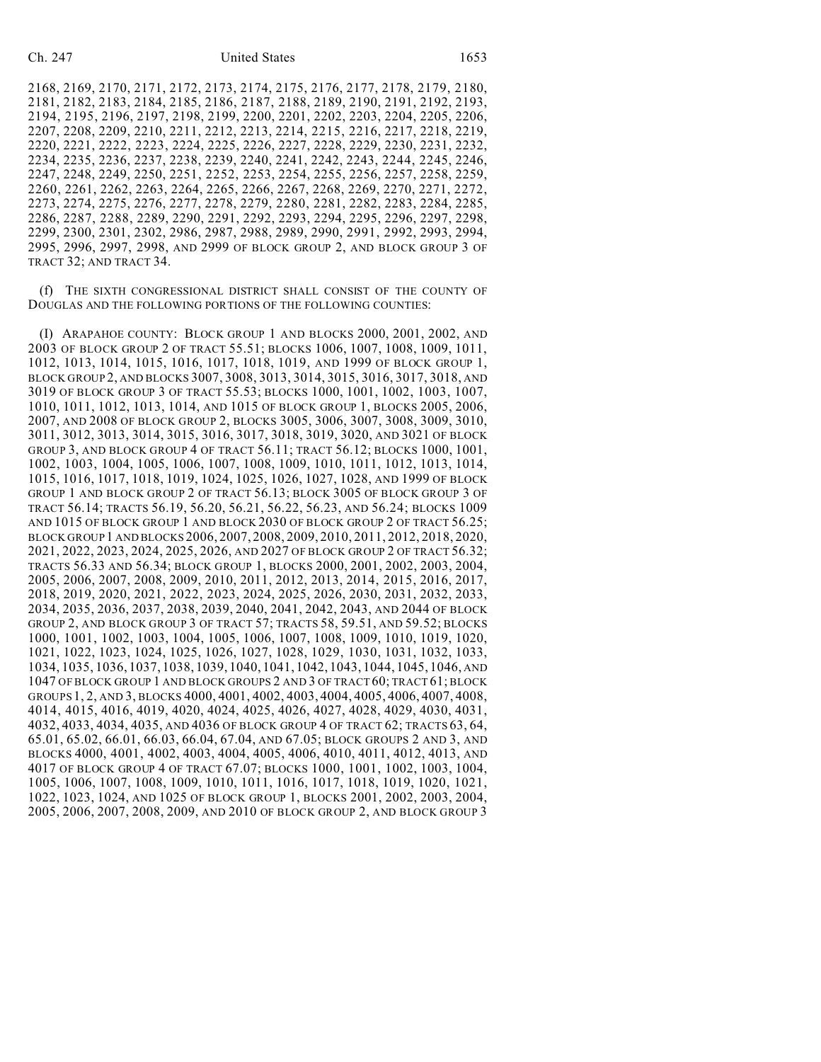2168, 2169, 2170, 2171, 2172, 2173, 2174, 2175, 2176, 2177, 2178, 2179, 2180, 2181, 2182, 2183, 2184, 2185, 2186, 2187, 2188, 2189, 2190, 2191, 2192, 2193, 2194, 2195, 2196, 2197, 2198, 2199, 2200, 2201, 2202, 2203, 2204, 2205, 2206, 2207, 2208, 2209, 2210, 2211, 2212, 2213, 2214, 2215, 2216, 2217, 2218, 2219, 2220, 2221, 2222, 2223, 2224, 2225, 2226, 2227, 2228, 2229, 2230, 2231, 2232, 2234, 2235, 2236, 2237, 2238, 2239, 2240, 2241, 2242, 2243, 2244, 2245, 2246, 2247, 2248, 2249, 2250, 2251, 2252, 2253, 2254, 2255, 2256, 2257, 2258, 2259, 2260, 2261, 2262, 2263, 2264, 2265, 2266, 2267, 2268, 2269, 2270, 2271, 2272, 2273, 2274, 2275, 2276, 2277, 2278, 2279, 2280, 2281, 2282, 2283, 2284, 2285, 2286, 2287, 2288, 2289, 2290, 2291, 2292, 2293, 2294, 2295, 2296, 2297, 2298, 2299, 2300, 2301, 2302, 2986, 2987, 2988, 2989, 2990, 2991, 2992, 2993, 2994, 2995, 2996, 2997, 2998, AND 2999 OF BLOCK GROUP 2, AND BLOCK GROUP 3 OF TRACT 32; AND TRACT 34.

(f) THE SIXTH CONGRESSIONAL DISTRICT SHALL CONSIST OF THE COUNTY OF DOUGLAS AND THE FOLLOWING PORTIONS OF THE FOLLOWING COUNTIES:

(I) ARAPAHOE COUNTY: BLOCK GROUP 1 AND BLOCKS 2000, 2001, 2002, AND 2003 OF BLOCK GROUP 2 OF TRACT 55.51; BLOCKS 1006, 1007, 1008, 1009, 1011, 1012, 1013, 1014, 1015, 1016, 1017, 1018, 1019, AND 1999 OF BLOCK GROUP 1, BLOCK GROUP 2, AND BLOCKS 3007, 3008, 3013, 3014, 3015, 3016, 3017, 3018, AND 3019 OF BLOCK GROUP 3 OF TRACT 55.53; BLOCKS 1000, 1001, 1002, 1003, 1007, 1010, 1011, 1012, 1013, 1014, AND 1015 OF BLOCK GROUP 1, BLOCKS 2005, 2006, 2007, AND 2008 OF BLOCK GROUP 2, BLOCKS 3005, 3006, 3007, 3008, 3009, 3010, 3011, 3012, 3013, 3014, 3015, 3016, 3017, 3018, 3019, 3020, AND 3021 OF BLOCK GROUP 3, AND BLOCK GROUP 4 OF TRACT 56.11; TRACT 56.12; BLOCKS 1000, 1001, 1002, 1003, 1004, 1005, 1006, 1007, 1008, 1009, 1010, 1011, 1012, 1013, 1014, 1015, 1016, 1017, 1018, 1019, 1024, 1025, 1026, 1027, 1028, AND 1999 OF BLOCK GROUP 1 AND BLOCK GROUP 2 OF TRACT 56.13; BLOCK 3005 OF BLOCK GROUP 3 OF TRACT 56.14; TRACTS 56.19, 56.20, 56.21, 56.22, 56.23, AND 56.24; BLOCKS 1009 AND 1015 OF BLOCK GROUP 1 AND BLOCK 2030 OF BLOCK GROUP 2 OF TRACT 56.25; BLOCK GROUP 1 AND BLOCKS 2006, 2007, 2008, 2009, 2010, 2011, 2012, 2018, 2020, 2021, 2022, 2023, 2024, 2025, 2026, AND 2027 OF BLOCK GROUP 2 OF TRACT 56.32; TRACTS 56.33 AND 56.34; BLOCK GROUP 1, BLOCKS 2000, 2001, 2002, 2003, 2004, 2005, 2006, 2007, 2008, 2009, 2010, 2011, 2012, 2013, 2014, 2015, 2016, 2017, 2018, 2019, 2020, 2021, 2022, 2023, 2024, 2025, 2026, 2030, 2031, 2032, 2033, 2034, 2035, 2036, 2037, 2038, 2039, 2040, 2041, 2042, 2043, AND 2044 OF BLOCK GROUP 2, AND BLOCK GROUP 3 OF TRACT 57; TRACTS 58, 59.51, AND 59.52; BLOCKS 1000, 1001, 1002, 1003, 1004, 1005, 1006, 1007, 1008, 1009, 1010, 1019, 1020, 1021, 1022, 1023, 1024, 1025, 1026, 1027, 1028, 1029, 1030, 1031, 1032, 1033, 1034, 1035, 1036, 1037, 1038, 1039, 1040, 1041, 1042, 1043, 1044, 1045, 1046, AND 1047 OF BLOCK GROUP 1 AND BLOCK GROUPS 2 AND 3 OF TRACT 60; TRACT 61; BLOCK GROUPS 1, 2, AND 3, BLOCKS 4000, 4001, 4002, 4003, 4004, 4005, 4006, 4007, 4008, 4014, 4015, 4016, 4019, 4020, 4024, 4025, 4026, 4027, 4028, 4029, 4030, 4031, 4032, 4033, 4034, 4035, AND 4036 OF BLOCK GROUP 4 OF TRACT 62; TRACTS 63, 64, 65.01, 65.02, 66.01, 66.03, 66.04, 67.04, AND 67.05; BLOCK GROUPS 2 AND 3, AND BLOCKS 4000, 4001, 4002, 4003, 4004, 4005, 4006, 4010, 4011, 4012, 4013, AND 4017 OF BLOCK GROUP 4 OF TRACT 67.07; BLOCKS 1000, 1001, 1002, 1003, 1004, 1005, 1006, 1007, 1008, 1009, 1010, 1011, 1016, 1017, 1018, 1019, 1020, 1021, 1022, 1023, 1024, AND 1025 OF BLOCK GROUP 1, BLOCKS 2001, 2002, 2003, 2004, 2005, 2006, 2007, 2008, 2009, AND 2010 OF BLOCK GROUP 2, AND BLOCK GROUP 3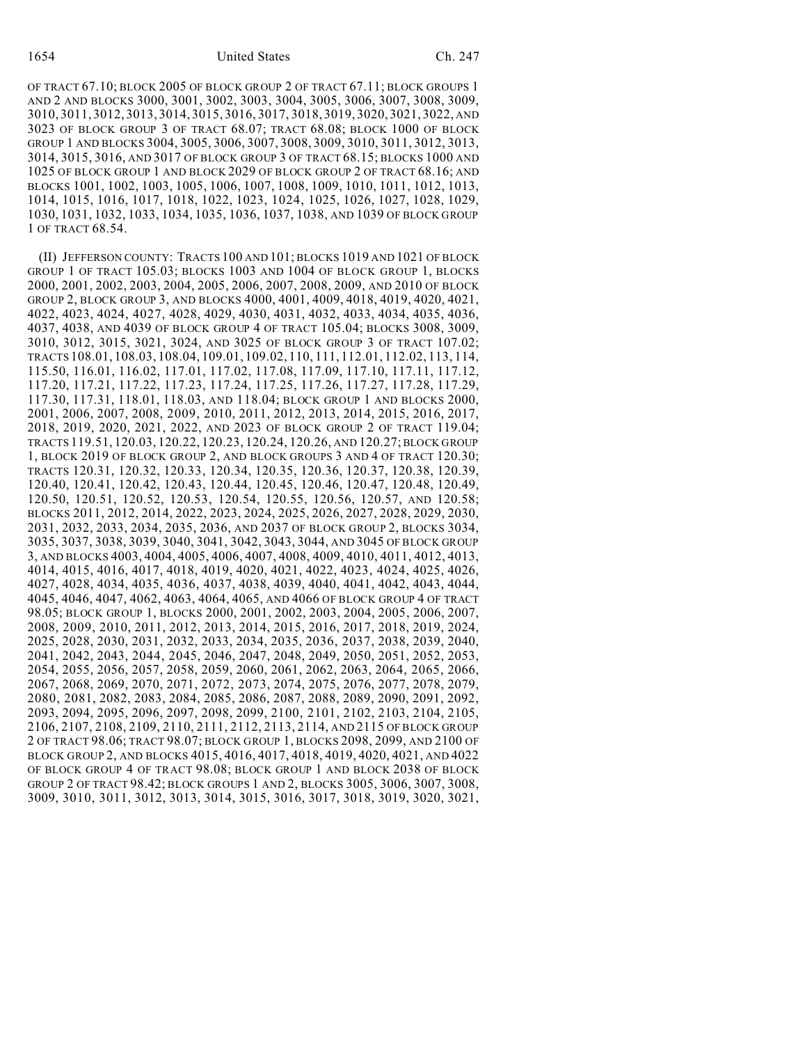OF TRACT 67.10; BLOCK 2005 OF BLOCK GROUP 2 OF TRACT 67.11; BLOCK GROUPS 1 AND 2 AND BLOCKS 3000, 3001, 3002, 3003, 3004, 3005, 3006, 3007, 3008, 3009, 3010, 3011, 3012, 3013, 3014, 3015, 3016, 3017, 3018, 3019, 3020, 3021, 3022, AND 3023 OF BLOCK GROUP 3 OF TRACT 68.07; TRACT 68.08; BLOCK 1000 OF BLOCK GROUP 1 AND BLOCKS 3004, 3005, 3006, 3007, 3008, 3009, 3010, 3011, 3012, 3013, 3014, 3015, 3016, AND 3017 OF BLOCK GROUP 3 OF TRACT 68.15; BLOCKS 1000 AND 1025 OF BLOCK GROUP 1 AND BLOCK 2029 OF BLOCK GROUP 2 OF TRACT 68.16; AND BLOCKS 1001, 1002, 1003, 1005, 1006, 1007, 1008, 1009, 1010, 1011, 1012, 1013, 1014, 1015, 1016, 1017, 1018, 1022, 1023, 1024, 1025, 1026, 1027, 1028, 1029, 1030, 1031, 1032, 1033, 1034, 1035, 1036, 1037, 1038, AND 1039 OF BLOCK GROUP 1 OF TRACT 68.54.

(II) JEFFERSON COUNTY: TRACTS 100 AND 101; BLOCKS 1019 AND 1021 OF BLOCK GROUP 1 OF TRACT 105.03; BLOCKS 1003 AND 1004 OF BLOCK GROUP 1, BLOCKS 2000, 2001, 2002, 2003, 2004, 2005, 2006, 2007, 2008, 2009, AND 2010 OF BLOCK GROUP 2, BLOCK GROUP 3, AND BLOCKS 4000, 4001, 4009, 4018, 4019, 4020, 4021, 4022, 4023, 4024, 4027, 4028, 4029, 4030, 4031, 4032, 4033, 4034, 4035, 4036, 4037, 4038, AND 4039 OF BLOCK GROUP 4 OF TRACT 105.04; BLOCKS 3008, 3009, 3010, 3012, 3015, 3021, 3024, AND 3025 OF BLOCK GROUP 3 OF TRACT 107.02; TRACTS 108.01, 108.03, 108.04, 109.01, 109.02, 110, 111, 112.01, 112.02, 113, 114, 115.50, 116.01, 116.02, 117.01, 117.02, 117.08, 117.09, 117.10, 117.11, 117.12, 117.20, 117.21, 117.22, 117.23, 117.24, 117.25, 117.26, 117.27, 117.28, 117.29, 117.30, 117.31, 118.01, 118.03, AND 118.04; BLOCK GROUP 1 AND BLOCKS 2000, 2001, 2006, 2007, 2008, 2009, 2010, 2011, 2012, 2013, 2014, 2015, 2016, 2017, 2018, 2019, 2020, 2021, 2022, AND 2023 OF BLOCK GROUP 2 OF TRACT 119.04; TRACTS 119.51, 120.03, 120.22, 120.23, 120.24, 120.26, AND 120.27; BLOCK GROUP 1, BLOCK 2019 OF BLOCK GROUP 2, AND BLOCK GROUPS 3 AND 4 OF TRACT 120.30; TRACTS 120.31, 120.32, 120.33, 120.34, 120.35, 120.36, 120.37, 120.38, 120.39, 120.40, 120.41, 120.42, 120.43, 120.44, 120.45, 120.46, 120.47, 120.48, 120.49, 120.50, 120.51, 120.52, 120.53, 120.54, 120.55, 120.56, 120.57, AND 120.58; BLOCKS 2011, 2012, 2014, 2022, 2023, 2024, 2025, 2026, 2027, 2028, 2029, 2030, 2031, 2032, 2033, 2034, 2035, 2036, AND 2037 OF BLOCK GROUP 2, BLOCKS 3034, 3035, 3037, 3038, 3039, 3040, 3041, 3042, 3043, 3044, AND 3045 OF BLOCK GROUP 3, AND BLOCKS 4003, 4004, 4005, 4006, 4007, 4008, 4009, 4010, 4011, 4012, 4013, 4014, 4015, 4016, 4017, 4018, 4019, 4020, 4021, 4022, 4023, 4024, 4025, 4026, 4027, 4028, 4034, 4035, 4036, 4037, 4038, 4039, 4040, 4041, 4042, 4043, 4044, 4045, 4046, 4047, 4062, 4063, 4064, 4065, AND 4066 OF BLOCK GROUP 4 OF TRACT 98.05; BLOCK GROUP 1, BLOCKS 2000, 2001, 2002, 2003, 2004, 2005, 2006, 2007, 2008, 2009, 2010, 2011, 2012, 2013, 2014, 2015, 2016, 2017, 2018, 2019, 2024, 2025, 2028, 2030, 2031, 2032, 2033, 2034, 2035, 2036, 2037, 2038, 2039, 2040, 2041, 2042, 2043, 2044, 2045, 2046, 2047, 2048, 2049, 2050, 2051, 2052, 2053, 2054, 2055, 2056, 2057, 2058, 2059, 2060, 2061, 2062, 2063, 2064, 2065, 2066, 2067, 2068, 2069, 2070, 2071, 2072, 2073, 2074, 2075, 2076, 2077, 2078, 2079, 2080, 2081, 2082, 2083, 2084, 2085, 2086, 2087, 2088, 2089, 2090, 2091, 2092, 2093, 2094, 2095, 2096, 2097, 2098, 2099, 2100, 2101, 2102, 2103, 2104, 2105, 2106, 2107, 2108, 2109, 2110, 2111, 2112, 2113, 2114, AND 2115 OF BLOCK GROUP 2 OF TRACT 98.06; TRACT 98.07; BLOCK GROUP 1, BLOCKS 2098, 2099, AND 2100 OF BLOCK GROUP 2, AND BLOCKS 4015, 4016, 4017, 4018, 4019, 4020, 4021, AND 4022 OF BLOCK GROUP 4 OF TRACT 98.08; BLOCK GROUP 1 AND BLOCK 2038 OF BLOCK GROUP 2 OF TRACT 98.42; BLOCK GROUPS 1 AND 2, BLOCKS 3005, 3006, 3007, 3008, 3009, 3010, 3011, 3012, 3013, 3014, 3015, 3016, 3017, 3018, 3019, 3020, 3021,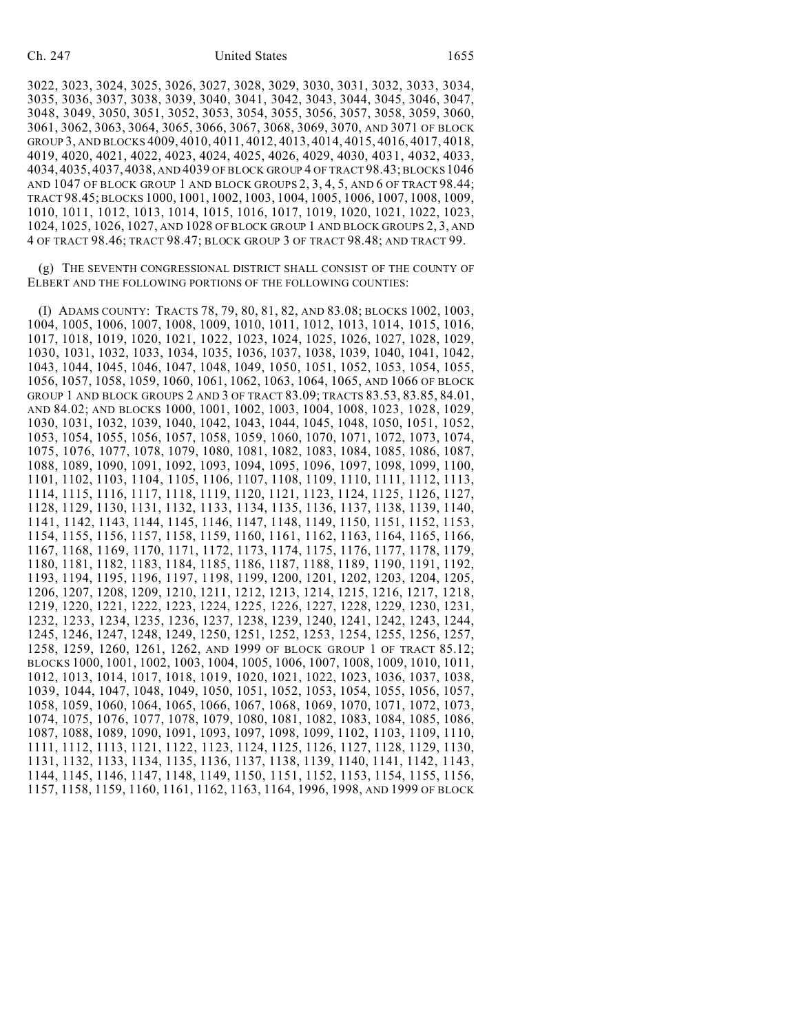3022, 3023, 3024, 3025, 3026, 3027, 3028, 3029, 3030, 3031, 3032, 3033, 3034, 3035, 3036, 3037, 3038, 3039, 3040, 3041, 3042, 3043, 3044, 3045, 3046, 3047, 3048, 3049, 3050, 3051, 3052, 3053, 3054, 3055, 3056, 3057, 3058, 3059, 3060, 3061, 3062, 3063, 3064, 3065, 3066, 3067, 3068, 3069, 3070, AND 3071 OF BLOCK GROUP 3, AND BLOCKS 4009, 4010, 4011, 4012, 4013, 4014, 4015, 4016, 4017, 4018, 4019, 4020, 4021, 4022, 4023, 4024, 4025, 4026, 4029, 4030, 4031, 4032, 4033, 4034, 4035, 4037, 4038, AND 4039 OF BLOCK GROUP 4 OF TRACT 98.43; BLOCKS 1046 AND 1047 OF BLOCK GROUP 1 AND BLOCK GROUPS 2, 3, 4, 5, AND 6 OF TRACT 98.44; TRACT 98.45; BLOCKS 1000, 1001, 1002, 1003, 1004, 1005, 1006, 1007, 1008, 1009, 1010, 1011, 1012, 1013, 1014, 1015, 1016, 1017, 1019, 1020, 1021, 1022, 1023, 1024, 1025, 1026, 1027, AND 1028 OF BLOCK GROUP 1 AND BLOCK GROUPS 2, 3, AND 4 OF TRACT 98.46; TRACT 98.47; BLOCK GROUP 3 OF TRACT 98.48; AND TRACT 99.

(g) THE SEVENTH CONGRESSIONAL DISTRICT SHALL CONSIST OF THE COUNTY OF ELBERT AND THE FOLLOWING PORTIONS OF THE FOLLOWING COUNTIES:

(I) ADAMS COUNTY: TRACTS 78, 79, 80, 81, 82, AND 83.08; BLOCKS 1002, 1003, 1004, 1005, 1006, 1007, 1008, 1009, 1010, 1011, 1012, 1013, 1014, 1015, 1016, 1017, 1018, 1019, 1020, 1021, 1022, 1023, 1024, 1025, 1026, 1027, 1028, 1029, 1030, 1031, 1032, 1033, 1034, 1035, 1036, 1037, 1038, 1039, 1040, 1041, 1042, 1043, 1044, 1045, 1046, 1047, 1048, 1049, 1050, 1051, 1052, 1053, 1054, 1055, 1056, 1057, 1058, 1059, 1060, 1061, 1062, 1063, 1064, 1065, AND 1066 OF BLOCK GROUP 1 AND BLOCK GROUPS 2 AND 3 OF TRACT 83.09; TRACTS 83.53, 83.85, 84.01, AND 84.02; AND BLOCKS 1000, 1001, 1002, 1003, 1004, 1008, 1023, 1028, 1029, 1030, 1031, 1032, 1039, 1040, 1042, 1043, 1044, 1045, 1048, 1050, 1051, 1052, 1053, 1054, 1055, 1056, 1057, 1058, 1059, 1060, 1070, 1071, 1072, 1073, 1074, 1075, 1076, 1077, 1078, 1079, 1080, 1081, 1082, 1083, 1084, 1085, 1086, 1087, 1088, 1089, 1090, 1091, 1092, 1093, 1094, 1095, 1096, 1097, 1098, 1099, 1100, 1101, 1102, 1103, 1104, 1105, 1106, 1107, 1108, 1109, 1110, 1111, 1112, 1113, 1114, 1115, 1116, 1117, 1118, 1119, 1120, 1121, 1123, 1124, 1125, 1126, 1127, 1128, 1129, 1130, 1131, 1132, 1133, 1134, 1135, 1136, 1137, 1138, 1139, 1140, 1141, 1142, 1143, 1144, 1145, 1146, 1147, 1148, 1149, 1150, 1151, 1152, 1153, 1154, 1155, 1156, 1157, 1158, 1159, 1160, 1161, 1162, 1163, 1164, 1165, 1166, 1167, 1168, 1169, 1170, 1171, 1172, 1173, 1174, 1175, 1176, 1177, 1178, 1179, 1180, 1181, 1182, 1183, 1184, 1185, 1186, 1187, 1188, 1189, 1190, 1191, 1192, 1193, 1194, 1195, 1196, 1197, 1198, 1199, 1200, 1201, 1202, 1203, 1204, 1205, 1206, 1207, 1208, 1209, 1210, 1211, 1212, 1213, 1214, 1215, 1216, 1217, 1218, 1219, 1220, 1221, 1222, 1223, 1224, 1225, 1226, 1227, 1228, 1229, 1230, 1231, 1232, 1233, 1234, 1235, 1236, 1237, 1238, 1239, 1240, 1241, 1242, 1243, 1244, 1245, 1246, 1247, 1248, 1249, 1250, 1251, 1252, 1253, 1254, 1255, 1256, 1257, 1258, 1259, 1260, 1261, 1262, AND 1999 OF BLOCK GROUP 1 OF TRACT 85.12; BLOCKS 1000, 1001, 1002, 1003, 1004, 1005, 1006, 1007, 1008, 1009, 1010, 1011, 1012, 1013, 1014, 1017, 1018, 1019, 1020, 1021, 1022, 1023, 1036, 1037, 1038, 1039, 1044, 1047, 1048, 1049, 1050, 1051, 1052, 1053, 1054, 1055, 1056, 1057, 1058, 1059, 1060, 1064, 1065, 1066, 1067, 1068, 1069, 1070, 1071, 1072, 1073, 1074, 1075, 1076, 1077, 1078, 1079, 1080, 1081, 1082, 1083, 1084, 1085, 1086, 1087, 1088, 1089, 1090, 1091, 1093, 1097, 1098, 1099, 1102, 1103, 1109, 1110, 1111, 1112, 1113, 1121, 1122, 1123, 1124, 1125, 1126, 1127, 1128, 1129, 1130, 1131, 1132, 1133, 1134, 1135, 1136, 1137, 1138, 1139, 1140, 1141, 1142, 1143, 1144, 1145, 1146, 1147, 1148, 1149, 1150, 1151, 1152, 1153, 1154, 1155, 1156, 1157, 1158, 1159, 1160, 1161, 1162, 1163, 1164, 1996, 1998, AND 1999 OF BLOCK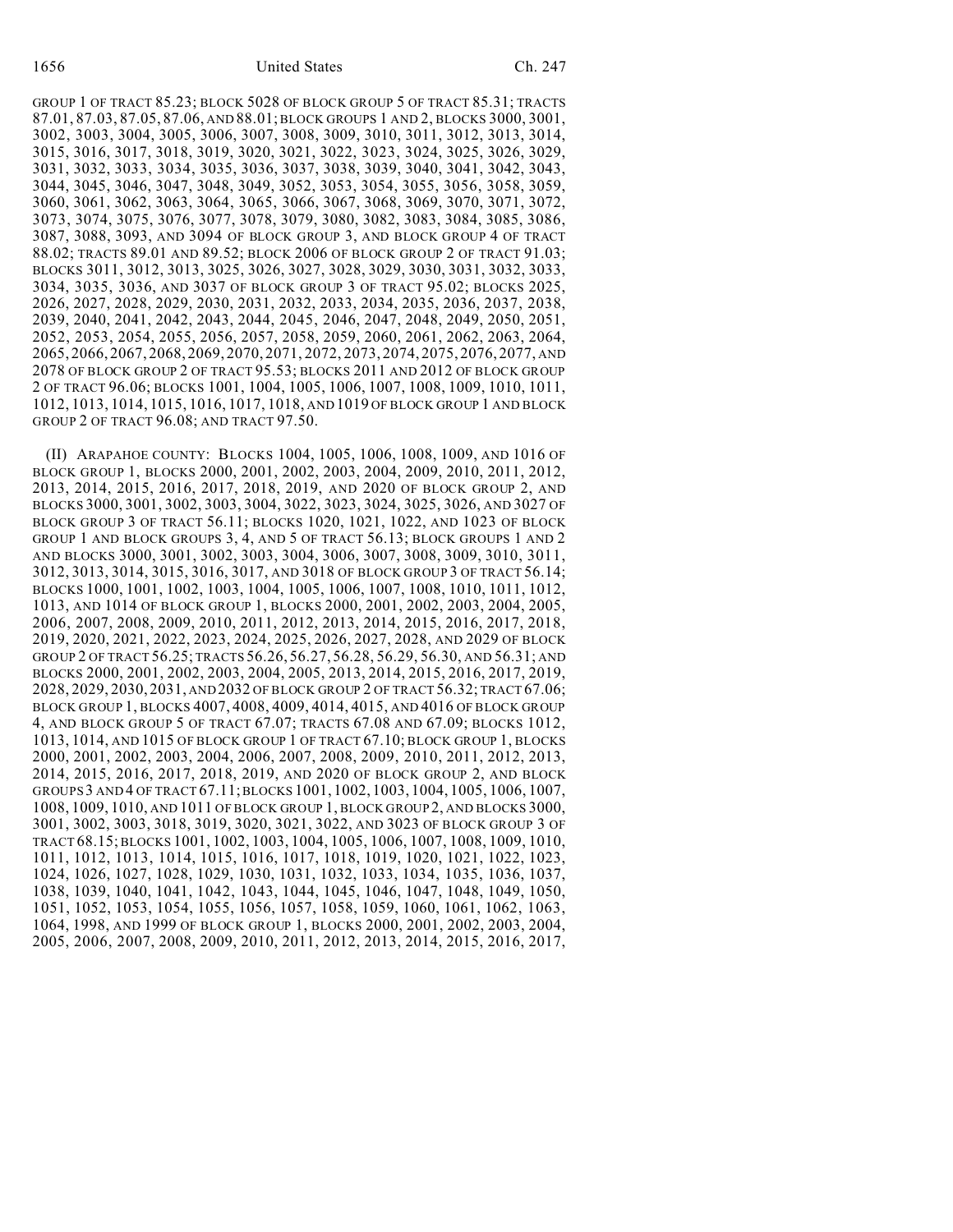GROUP 1 OF TRACT 85.23; BLOCK 5028 OF BLOCK GROUP 5 OF TRACT 85.31; TRACTS 87.01, 87.03, 87.05, 87.06, AND 88.01; BLOCK GROUPS 1 AND 2, BLOCKS 3000, 3001, 3002, 3003, 3004, 3005, 3006, 3007, 3008, 3009, 3010, 3011, 3012, 3013, 3014, 3015, 3016, 3017, 3018, 3019, 3020, 3021, 3022, 3023, 3024, 3025, 3026, 3029, 3031, 3032, 3033, 3034, 3035, 3036, 3037, 3038, 3039, 3040, 3041, 3042, 3043, 3044, 3045, 3046, 3047, 3048, 3049, 3052, 3053, 3054, 3055, 3056, 3058, 3059, 3060, 3061, 3062, 3063, 3064, 3065, 3066, 3067, 3068, 3069, 3070, 3071, 3072, 3073, 3074, 3075, 3076, 3077, 3078, 3079, 3080, 3082, 3083, 3084, 3085, 3086, 3087, 3088, 3093, AND 3094 OF BLOCK GROUP 3, AND BLOCK GROUP 4 OF TRACT 88.02; TRACTS 89.01 AND 89.52; BLOCK 2006 OF BLOCK GROUP 2 OF TRACT 91.03; BLOCKS 3011, 3012, 3013, 3025, 3026, 3027, 3028, 3029, 3030, 3031, 3032, 3033, 3034, 3035, 3036, AND 3037 OF BLOCK GROUP 3 OF TRACT 95.02; BLOCKS 2025, 2026, 2027, 2028, 2029, 2030, 2031, 2032, 2033, 2034, 2035, 2036, 2037, 2038, 2039, 2040, 2041, 2042, 2043, 2044, 2045, 2046, 2047, 2048, 2049, 2050, 2051, 2052, 2053, 2054, 2055, 2056, 2057, 2058, 2059, 2060, 2061, 2062, 2063, 2064, 2065, 2066, 2067, 2068, 2069, 2070, 2071, 2072, 2073, 2074, 2075, 2076, 2077, AND 2078 OF BLOCK GROUP 2 OF TRACT 95.53; BLOCKS 2011 AND 2012 OF BLOCK GROUP 2 OF TRACT 96.06; BLOCKS 1001, 1004, 1005, 1006, 1007, 1008, 1009, 1010, 1011, 1012, 1013, 1014, 1015, 1016, 1017, 1018, AND 1019 OF BLOCK GROUP 1 AND BLOCK GROUP 2 OF TRACT 96.08; AND TRACT 97.50.

(II) ARAPAHOE COUNTY: BLOCKS 1004, 1005, 1006, 1008, 1009, AND 1016 OF BLOCK GROUP 1, BLOCKS 2000, 2001, 2002, 2003, 2004, 2009, 2010, 2011, 2012, 2013, 2014, 2015, 2016, 2017, 2018, 2019, AND 2020 OF BLOCK GROUP 2, AND BLOCKS 3000, 3001, 3002, 3003, 3004, 3022, 3023, 3024, 3025, 3026, AND 3027 OF BLOCK GROUP 3 OF TRACT 56.11; BLOCKS 1020, 1021, 1022, AND 1023 OF BLOCK GROUP 1 AND BLOCK GROUPS 3, 4, AND 5 OF TRACT 56.13; BLOCK GROUPS 1 AND 2 AND BLOCKS 3000, 3001, 3002, 3003, 3004, 3006, 3007, 3008, 3009, 3010, 3011, 3012, 3013, 3014, 3015, 3016, 3017, AND 3018 OF BLOCK GROUP 3 OF TRACT 56.14; BLOCKS 1000, 1001, 1002, 1003, 1004, 1005, 1006, 1007, 1008, 1010, 1011, 1012, 1013, AND 1014 OF BLOCK GROUP 1, BLOCKS 2000, 2001, 2002, 2003, 2004, 2005, 2006, 2007, 2008, 2009, 2010, 2011, 2012, 2013, 2014, 2015, 2016, 2017, 2018, 2019, 2020, 2021, 2022, 2023, 2024, 2025, 2026, 2027, 2028, AND 2029 OF BLOCK GROUP 2 OF TRACT 56.25; TRACTS 56.26, 56.27, 56.28, 56.29, 56.30, AND 56.31; AND BLOCKS 2000, 2001, 2002, 2003, 2004, 2005, 2013, 2014, 2015, 2016, 2017, 2019, 2028, 2029, 2030, 2031, AND 2032 OF BLOCK GROUP 2 OF TRACT 56.32; TRACT 67.06; BLOCK GROUP 1, BLOCKS 4007, 4008, 4009, 4014, 4015, AND 4016 OF BLOCK GROUP 4, AND BLOCK GROUP 5 OF TRACT 67.07; TRACTS 67.08 AND 67.09; BLOCKS 1012, 1013, 1014, AND 1015 OF BLOCK GROUP 1 OF TRACT 67.10; BLOCK GROUP 1, BLOCKS 2000, 2001, 2002, 2003, 2004, 2006, 2007, 2008, 2009, 2010, 2011, 2012, 2013, 2014, 2015, 2016, 2017, 2018, 2019, AND 2020 OF BLOCK GROUP 2, AND BLOCK GROUPS 3 AND 4 OF TRACT 67.11; BLOCKS 1001, 1002, 1003, 1004, 1005, 1006, 1007, 1008, 1009, 1010, AND 1011 OF BLOCK GROUP 1, BLOCK GROUP 2, AND BLOCKS 3000, 3001, 3002, 3003, 3018, 3019, 3020, 3021, 3022, AND 3023 OF BLOCK GROUP 3 OF TRACT 68.15; BLOCKS 1001, 1002, 1003, 1004, 1005, 1006, 1007, 1008, 1009, 1010, 1011, 1012, 1013, 1014, 1015, 1016, 1017, 1018, 1019, 1020, 1021, 1022, 1023, 1024, 1026, 1027, 1028, 1029, 1030, 1031, 1032, 1033, 1034, 1035, 1036, 1037, 1038, 1039, 1040, 1041, 1042, 1043, 1044, 1045, 1046, 1047, 1048, 1049, 1050, 1051, 1052, 1053, 1054, 1055, 1056, 1057, 1058, 1059, 1060, 1061, 1062, 1063, 1064, 1998, AND 1999 OF BLOCK GROUP 1, BLOCKS 2000, 2001, 2002, 2003, 2004, 2005, 2006, 2007, 2008, 2009, 2010, 2011, 2012, 2013, 2014, 2015, 2016, 2017,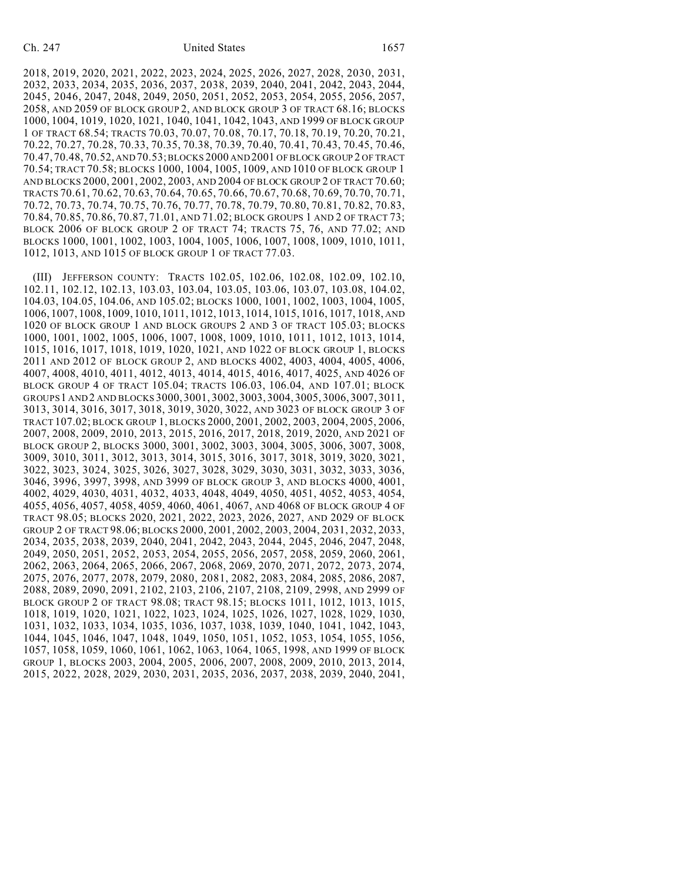2018, 2019, 2020, 2021, 2022, 2023, 2024, 2025, 2026, 2027, 2028, 2030, 2031, 2032, 2033, 2034, 2035, 2036, 2037, 2038, 2039, 2040, 2041, 2042, 2043, 2044, 2045, 2046, 2047, 2048, 2049, 2050, 2051, 2052, 2053, 2054, 2055, 2056, 2057, 2058, AND 2059 OF BLOCK GROUP 2, AND BLOCK GROUP 3 OF TRACT 68.16; BLOCKS 1000, 1004, 1019, 1020, 1021, 1040, 1041, 1042, 1043, AND 1999 OF BLOCK GROUP 1 OF TRACT 68.54; TRACTS 70.03, 70.07, 70.08, 70.17, 70.18, 70.19, 70.20, 70.21, 70.22, 70.27, 70.28, 70.33, 70.35, 70.38, 70.39, 70.40, 70.41, 70.43, 70.45, 70.46, 70.47, 70.48, 70.52, AND 70.53; BLOCKS 2000 AND 2001 OF BLOCK GROUP 2 OF TRACT 70.54; TRACT 70.58; BLOCKS 1000, 1004, 1005, 1009, AND 1010 OF BLOCK GROUP 1 AND BLOCKS 2000, 2001, 2002, 2003, AND 2004 OF BLOCK GROUP 2 OF TRACT 70.60; TRACTS 70.61, 70.62, 70.63, 70.64, 70.65, 70.66, 70.67, 70.68, 70.69, 70.70, 70.71, 70.72, 70.73, 70.74, 70.75, 70.76, 70.77, 70.78, 70.79, 70.80, 70.81, 70.82, 70.83, 70.84, 70.85, 70.86, 70.87, 71.01, AND 71.02; BLOCK GROUPS 1 AND 2 OF TRACT 73; BLOCK 2006 OF BLOCK GROUP 2 OF TRACT 74; TRACTS 75, 76, AND 77.02; AND BLOCKS 1000, 1001, 1002, 1003, 1004, 1005, 1006, 1007, 1008, 1009, 1010, 1011, 1012, 1013, AND 1015 OF BLOCK GROUP 1 OF TRACT 77.03.

(III) JEFFERSON COUNTY: TRACTS 102.05, 102.06, 102.08, 102.09, 102.10, 102.11, 102.12, 102.13, 103.03, 103.04, 103.05, 103.06, 103.07, 103.08, 104.02, 104.03, 104.05, 104.06, AND 105.02; BLOCKS 1000, 1001, 1002, 1003, 1004, 1005, 1006, 1007, 1008, 1009, 1010, 1011, 1012, 1013, 1014, 1015, 1016, 1017, 1018, AND 1020 OF BLOCK GROUP 1 AND BLOCK GROUPS 2 AND 3 OF TRACT 105.03; BLOCKS 1000, 1001, 1002, 1005, 1006, 1007, 1008, 1009, 1010, 1011, 1012, 1013, 1014, 1015, 1016, 1017, 1018, 1019, 1020, 1021, AND 1022 OF BLOCK GROUP 1, BLOCKS 2011 AND 2012 OF BLOCK GROUP 2, AND BLOCKS 4002, 4003, 4004, 4005, 4006, 4007, 4008, 4010, 4011, 4012, 4013, 4014, 4015, 4016, 4017, 4025, AND 4026 OF BLOCK GROUP 4 OF TRACT 105.04; TRACTS 106.03, 106.04, AND 107.01; BLOCK GROUPS 1 AND 2 AND BLOCKS 3000, 3001, 3002, 3003, 3004, 3005, 3006, 3007, 3011, 3013, 3014, 3016, 3017, 3018, 3019, 3020, 3022, AND 3023 OF BLOCK GROUP 3 OF TRACT 107.02; BLOCK GROUP 1, BLOCKS 2000, 2001, 2002, 2003, 2004, 2005, 2006, 2007, 2008, 2009, 2010, 2013, 2015, 2016, 2017, 2018, 2019, 2020, AND 2021 OF BLOCK GROUP 2, BLOCKS 3000, 3001, 3002, 3003, 3004, 3005, 3006, 3007, 3008, 3009, 3010, 3011, 3012, 3013, 3014, 3015, 3016, 3017, 3018, 3019, 3020, 3021, 3022, 3023, 3024, 3025, 3026, 3027, 3028, 3029, 3030, 3031, 3032, 3033, 3036, 3046, 3996, 3997, 3998, AND 3999 OF BLOCK GROUP 3, AND BLOCKS 4000, 4001, 4002, 4029, 4030, 4031, 4032, 4033, 4048, 4049, 4050, 4051, 4052, 4053, 4054, 4055, 4056, 4057, 4058, 4059, 4060, 4061, 4067, AND 4068 OF BLOCK GROUP 4 OF TRACT 98.05; BLOCKS 2020, 2021, 2022, 2023, 2026, 2027, AND 2029 OF BLOCK GROUP 2 OF TRACT 98.06; BLOCKS 2000, 2001, 2002, 2003, 2004, 2031, 2032, 2033, 2034, 2035, 2038, 2039, 2040, 2041, 2042, 2043, 2044, 2045, 2046, 2047, 2048, 2049, 2050, 2051, 2052, 2053, 2054, 2055, 2056, 2057, 2058, 2059, 2060, 2061, 2062, 2063, 2064, 2065, 2066, 2067, 2068, 2069, 2070, 2071, 2072, 2073, 2074, 2075, 2076, 2077, 2078, 2079, 2080, 2081, 2082, 2083, 2084, 2085, 2086, 2087, 2088, 2089, 2090, 2091, 2102, 2103, 2106, 2107, 2108, 2109, 2998, AND 2999 OF BLOCK GROUP 2 OF TRACT 98.08; TRACT 98.15; BLOCKS 1011, 1012, 1013, 1015, 1018, 1019, 1020, 1021, 1022, 1023, 1024, 1025, 1026, 1027, 1028, 1029, 1030, 1031, 1032, 1033, 1034, 1035, 1036, 1037, 1038, 1039, 1040, 1041, 1042, 1043, 1044, 1045, 1046, 1047, 1048, 1049, 1050, 1051, 1052, 1053, 1054, 1055, 1056, 1057, 1058, 1059, 1060, 1061, 1062, 1063, 1064, 1065, 1998, AND 1999 OF BLOCK GROUP 1, BLOCKS 2003, 2004, 2005, 2006, 2007, 2008, 2009, 2010, 2013, 2014, 2015, 2022, 2028, 2029, 2030, 2031, 2035, 2036, 2037, 2038, 2039, 2040, 2041,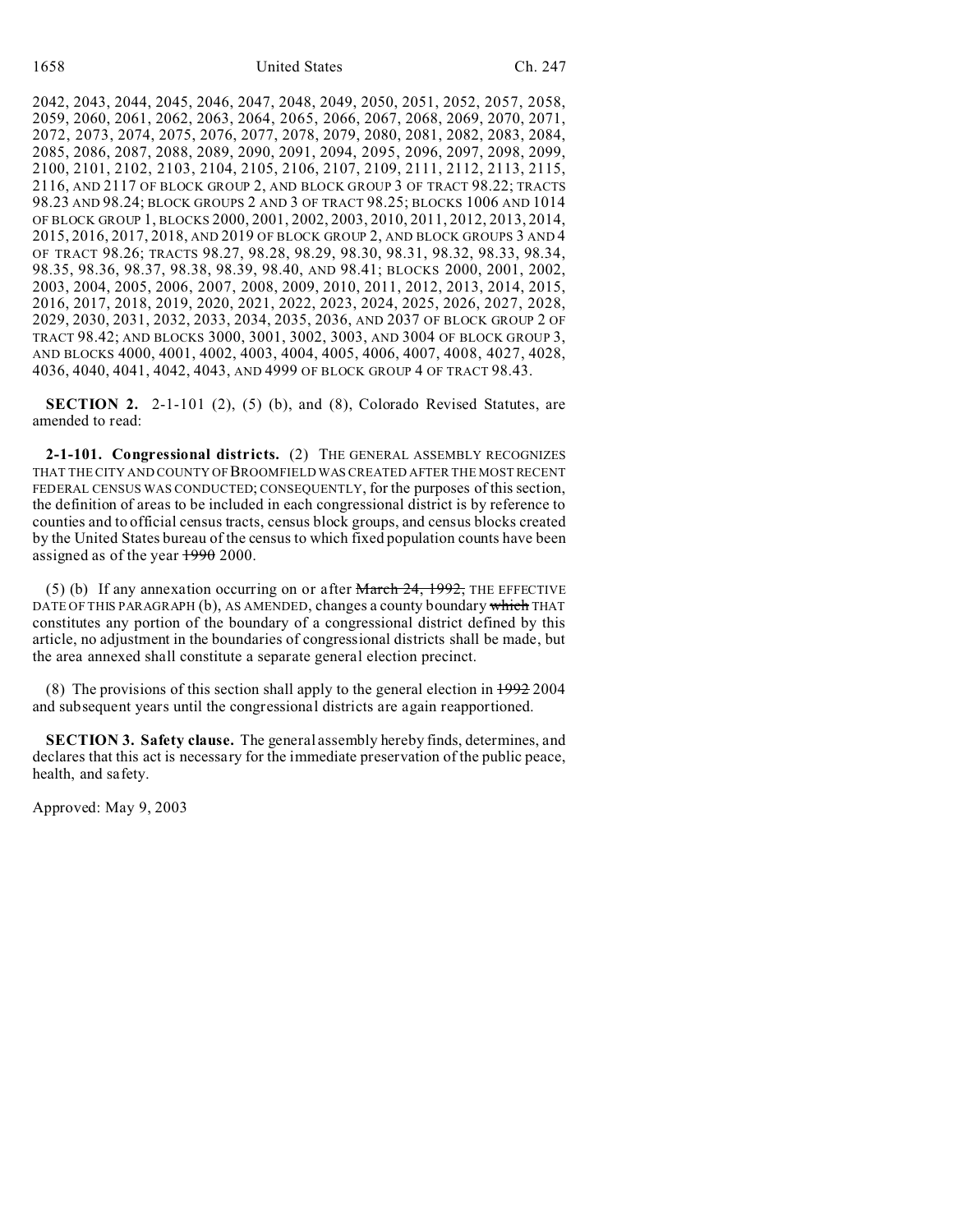2042, 2043, 2044, 2045, 2046, 2047, 2048, 2049, 2050, 2051, 2052, 2057, 2058, 2059, 2060, 2061, 2062, 2063, 2064, 2065, 2066, 2067, 2068, 2069, 2070, 2071, 2072, 2073, 2074, 2075, 2076, 2077, 2078, 2079, 2080, 2081, 2082, 2083, 2084, 2085, 2086, 2087, 2088, 2089, 2090, 2091, 2094, 2095, 2096, 2097, 2098, 2099, 2100, 2101, 2102, 2103, 2104, 2105, 2106, 2107, 2109, 2111, 2112, 2113, 2115, 2116, AND 2117 OF BLOCK GROUP 2, AND BLOCK GROUP 3 OF TRACT 98.22; TRACTS 98.23 AND 98.24; BLOCK GROUPS 2 AND 3 OF TRACT 98.25; BLOCKS 1006 AND 1014 OF BLOCK GROUP 1, BLOCKS 2000, 2001, 2002, 2003, 2010, 2011, 2012, 2013, 2014, 2015, 2016, 2017, 2018, AND 2019 OF BLOCK GROUP 2, AND BLOCK GROUPS 3 AND 4 OF TRACT 98.26; TRACTS 98.27, 98.28, 98.29, 98.30, 98.31, 98.32, 98.33, 98.34, 98.35, 98.36, 98.37, 98.38, 98.39, 98.40, AND 98.41; BLOCKS 2000, 2001, 2002, 2003, 2004, 2005, 2006, 2007, 2008, 2009, 2010, 2011, 2012, 2013, 2014, 2015, 2016, 2017, 2018, 2019, 2020, 2021, 2022, 2023, 2024, 2025, 2026, 2027, 2028, 2029, 2030, 2031, 2032, 2033, 2034, 2035, 2036, AND 2037 OF BLOCK GROUP 2 OF TRACT 98.42; AND BLOCKS 3000, 3001, 3002, 3003, AND 3004 OF BLOCK GROUP 3, AND BLOCKS 4000, 4001, 4002, 4003, 4004, 4005, 4006, 4007, 4008, 4027, 4028, 4036, 4040, 4041, 4042, 4043, AND 4999 OF BLOCK GROUP 4 OF TRACT 98.43.

**SECTION 2.** 2-1-101 (2), (5) (b), and (8), Colorado Revised Statutes, are amended to read:

**2-1-101. Congressional districts.** (2) THE GENERAL ASSEMBLY RECOGNIZES THAT THE CITY AND COUNTY OF BROOMFIELD WAS CREATED AFTER THE MOST RECENT FEDERAL CENSUS WAS CONDUCTED; CONSEQUENTLY, for the purposes of this section, the definition of areas to be included in each congressional district is by reference to counties and to official census tracts, census block groups, and census blocks created by the United States bureau of the census to which fixed population counts have been assigned as of the year ~~1990~~ 2000.

(5) (b) If any annexation occurring on or after ~~March 24, 1992,~~ THE EFFECTIVE DATE OF THIS PARAGRAPH (b), AS AMENDED, changes a county boundary ~~which~~ THAT constitutes any portion of the boundary of a congressional district defined by this article, no adjustment in the boundaries of congressional districts shall be made, but the area annexed shall constitute a separate general election precinct.

(8) The provisions of this section shall apply to the general election in ~~1992~~ 2004 and subsequent years until the congressional districts are again reapportioned.

**SECTION 3. Safety clause.** The general assembly hereby finds, determines, and declares that this act is necessary for the immediate preservation of the public peace, health, and safety.

Approved: May 9, 2003